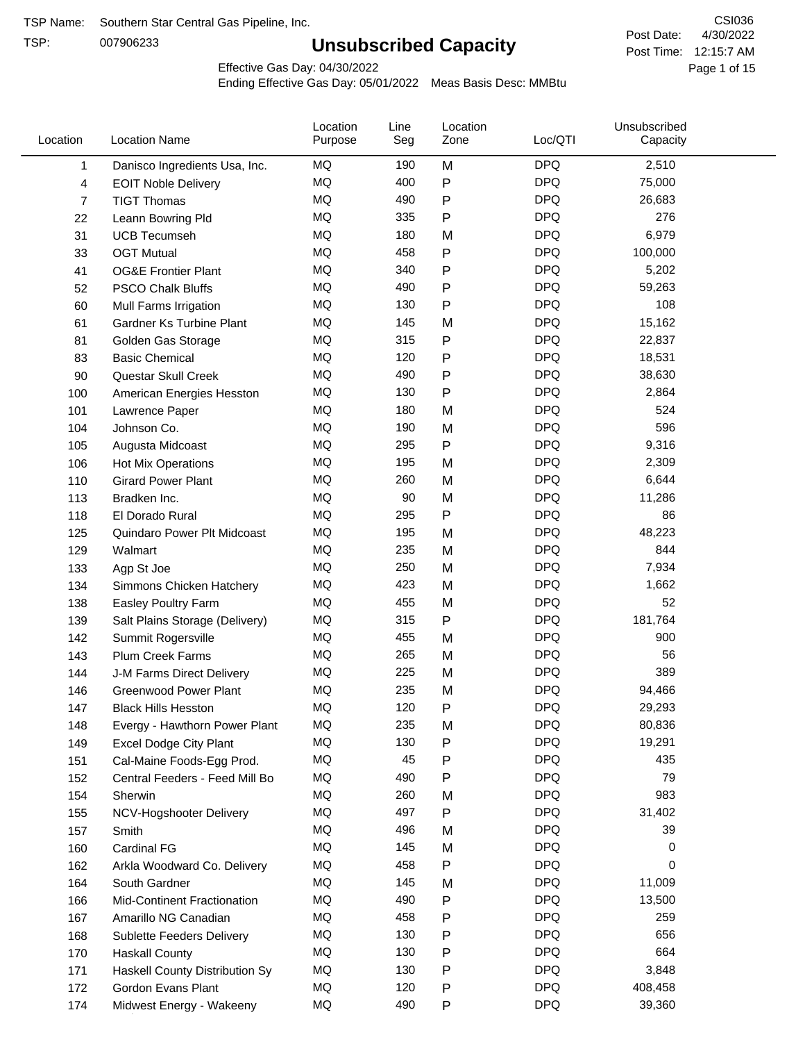TSP Name: Southern Star Central Gas Pipeline, Inc.

TSP: 007906233

# Unsubscribed Capacity

CSI036

Post Date: 4/30/2022

Post Time: 12:15:7 AM

Effective Gas Day: 04/30/2022

Ending Effective Gas Day: 05/01/2022 Meas Basis Desc: MMBtu

| Location | Location Name | Location Purpose | Line Seg | Location Zone | Loc/QTI | Unsubscribed Capacity |
|---|---|---|---|---|---|---|
| 1 | Danisco Ingredients Usa, Inc. | MQ | 190 | M | DPQ | 2,510 |
| 4 | EOIT Noble Delivery | MQ | 400 | P | DPQ | 75,000 |
| 7 | TIGT Thomas | MQ | 490 | P | DPQ | 26,683 |
| 22 | Leann Bowring Pld | MQ | 335 | P | DPQ | 276 |
| 31 | UCB Tecumseh | MQ | 180 | M | DPQ | 6,979 |
| 33 | OGT Mutual | MQ | 458 | P | DPQ | 100,000 |
| 41 | OG&E Frontier Plant | MQ | 340 | P | DPQ | 5,202 |
| 52 | PSCO Chalk Bluffs | MQ | 490 | P | DPQ | 59,263 |
| 60 | Mull Farms Irrigation | MQ | 130 | P | DPQ | 108 |
| 61 | Gardner Ks Turbine Plant | MQ | 145 | M | DPQ | 15,162 |
| 81 | Golden Gas Storage | MQ | 315 | P | DPQ | 22,837 |
| 83 | Basic Chemical | MQ | 120 | P | DPQ | 18,531 |
| 90 | Questar Skull Creek | MQ | 490 | P | DPQ | 38,630 |
| 100 | American Energies Hesston | MQ | 130 | P | DPQ | 2,864 |
| 101 | Lawrence Paper | MQ | 180 | M | DPQ | 524 |
| 104 | Johnson Co. | MQ | 190 | M | DPQ | 596 |
| 105 | Augusta Midcoast | MQ | 295 | P | DPQ | 9,316 |
| 106 | Hot Mix Operations | MQ | 195 | M | DPQ | 2,309 |
| 110 | Girard Power Plant | MQ | 260 | M | DPQ | 6,644 |
| 113 | Bradken Inc. | MQ | 90 | M | DPQ | 11,286 |
| 118 | El Dorado Rural | MQ | 295 | P | DPQ | 86 |
| 125 | Quindaro Power Plt Midcoast | MQ | 195 | M | DPQ | 48,223 |
| 129 | Walmart | MQ | 235 | M | DPQ | 844 |
| 133 | Agp St Joe | MQ | 250 | M | DPQ | 7,934 |
| 134 | Simmons Chicken Hatchery | MQ | 423 | M | DPQ | 1,662 |
| 138 | Easley Poultry Farm | MQ | 455 | M | DPQ | 52 |
| 139 | Salt Plains Storage (Delivery) | MQ | 315 | P | DPQ | 181,764 |
| 142 | Summit Rogersville | MQ | 455 | M | DPQ | 900 |
| 143 | Plum Creek Farms | MQ | 265 | M | DPQ | 56 |
| 144 | J-M Farms Direct Delivery | MQ | 225 | M | DPQ | 389 |
| 146 | Greenwood Power Plant | MQ | 235 | M | DPQ | 94,466 |
| 147 | Black Hills Hesston | MQ | 120 | P | DPQ | 29,293 |
| 148 | Evergy - Hawthorn Power Plant | MQ | 235 | M | DPQ | 80,836 |
| 149 | Excel Dodge City Plant | MQ | 130 | P | DPQ | 19,291 |
| 151 | Cal-Maine Foods-Egg Prod. | MQ | 45 | P | DPQ | 435 |
| 152 | Central Feeders - Feed Mill Bo | MQ | 490 | P | DPQ | 79 |
| 154 | Sherwin | MQ | 260 | M | DPQ | 983 |
| 155 | NCV-Hogshooter Delivery | MQ | 497 | P | DPQ | 31,402 |
| 157 | Smith | MQ | 496 | M | DPQ | 39 |
| 160 | Cardinal FG | MQ | 145 | M | DPQ | 0 |
| 162 | Arkla Woodward Co. Delivery | MQ | 458 | P | DPQ | 0 |
| 164 | South Gardner | MQ | 145 | M | DPQ | 11,009 |
| 166 | Mid-Continent Fractionation | MQ | 490 | P | DPQ | 13,500 |
| 167 | Amarillo NG Canadian | MQ | 458 | P | DPQ | 259 |
| 168 | Sublette Feeders Delivery | MQ | 130 | P | DPQ | 656 |
| 170 | Haskall County | MQ | 130 | P | DPQ | 664 |
| 171 | Haskall County Distribution Sy | MQ | 130 | P | DPQ | 3,848 |
| 172 | Gordon Evans Plant | MQ | 120 | P | DPQ | 408,458 |
| 174 | Midwest Energy - Wakeeny | MQ | 490 | P | DPQ | 39,360 |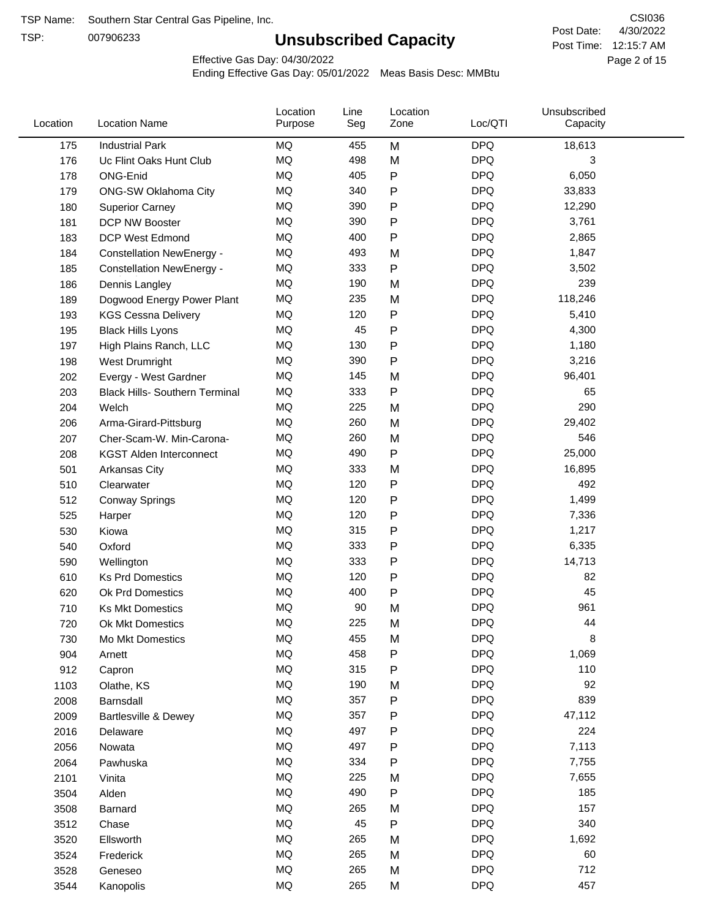TSP Name: Southern Star Central Gas Pipeline, Inc.

TSP: 007906233

CSI036

Post Date: 4/30/2022

Post Time: 12:15:7 AM

# Unsubscribed Capacity

Effective Gas Day: 04/30/2022

Ending Effective Gas Day: 05/01/2022 Meas Basis Desc: MMBtu

| Location | Location Name | Location Purpose | Line Seg | Location Zone | Loc/QTI | Unsubscribed Capacity |
|---|---|---|---|---|---|---|
| 175 | Industrial Park | MQ | 455 | M | DPQ | 18,613 |
| 176 | Uc Flint Oaks Hunt Club | MQ | 498 | M | DPQ | 3 |
| 178 | ONG-Enid | MQ | 405 | P | DPQ | 6,050 |
| 179 | ONG-SW Oklahoma City | MQ | 340 | P | DPQ | 33,833 |
| 180 | Superior Carney | MQ | 390 | P | DPQ | 12,290 |
| 181 | DCP NW Booster | MQ | 390 | P | DPQ | 3,761 |
| 183 | DCP West Edmond | MQ | 400 | P | DPQ | 2,865 |
| 184 | Constellation NewEnergy - | MQ | 493 | M | DPQ | 1,847 |
| 185 | Constellation NewEnergy - | MQ | 333 | P | DPQ | 3,502 |
| 186 | Dennis Langley | MQ | 190 | M | DPQ | 239 |
| 189 | Dogwood Energy Power Plant | MQ | 235 | M | DPQ | 118,246 |
| 193 | KGS Cessna Delivery | MQ | 120 | P | DPQ | 5,410 |
| 195 | Black Hills Lyons | MQ | 45 | P | DPQ | 4,300 |
| 197 | High Plains Ranch, LLC | MQ | 130 | P | DPQ | 1,180 |
| 198 | West Drumright | MQ | 390 | P | DPQ | 3,216 |
| 202 | Evergy - West Gardner | MQ | 145 | M | DPQ | 96,401 |
| 203 | Black Hills- Southern Terminal | MQ | 333 | P | DPQ | 65 |
| 204 | Welch | MQ | 225 | M | DPQ | 290 |
| 206 | Arma-Girard-Pittsburg | MQ | 260 | M | DPQ | 29,402 |
| 207 | Cher-Scam-W. Min-Carona- | MQ | 260 | M | DPQ | 546 |
| 208 | KGST Alden Interconnect | MQ | 490 | P | DPQ | 25,000 |
| 501 | Arkansas City | MQ | 333 | M | DPQ | 16,895 |
| 510 | Clearwater | MQ | 120 | P | DPQ | 492 |
| 512 | Conway Springs | MQ | 120 | P | DPQ | 1,499 |
| 525 | Harper | MQ | 120 | P | DPQ | 7,336 |
| 530 | Kiowa | MQ | 315 | P | DPQ | 1,217 |
| 540 | Oxford | MQ | 333 | P | DPQ | 6,335 |
| 590 | Wellington | MQ | 333 | P | DPQ | 14,713 |
| 610 | Ks Prd Domestics | MQ | 120 | P | DPQ | 82 |
| 620 | Ok Prd Domestics | MQ | 400 | P | DPQ | 45 |
| 710 | Ks Mkt Domestics | MQ | 90 | M | DPQ | 961 |
| 720 | Ok Mkt Domestics | MQ | 225 | M | DPQ | 44 |
| 730 | Mo Mkt Domestics | MQ | 455 | M | DPQ | 8 |
| 904 | Arnett | MQ | 458 | P | DPQ | 1,069 |
| 912 | Capron | MQ | 315 | P | DPQ | 110 |
| 1103 | Olathe, KS | MQ | 190 | M | DPQ | 92 |
| 2008 | Barnsdall | MQ | 357 | P | DPQ | 839 |
| 2009 | Bartlesville & Dewey | MQ | 357 | P | DPQ | 47,112 |
| 2016 | Delaware | MQ | 497 | P | DPQ | 224 |
| 2056 | Nowata | MQ | 497 | P | DPQ | 7,113 |
| 2064 | Pawhuska | MQ | 334 | P | DPQ | 7,755 |
| 2101 | Vinita | MQ | 225 | M | DPQ | 7,655 |
| 3504 | Alden | MQ | 490 | P | DPQ | 185 |
| 3508 | Barnard | MQ | 265 | M | DPQ | 157 |
| 3512 | Chase | MQ | 45 | P | DPQ | 340 |
| 3520 | Ellsworth | MQ | 265 | M | DPQ | 1,692 |
| 3524 | Frederick | MQ | 265 | M | DPQ | 60 |
| 3528 | Geneseo | MQ | 265 | M | DPQ | 712 |
| 3544 | Kanopolis | MQ | 265 | M | DPQ | 457 |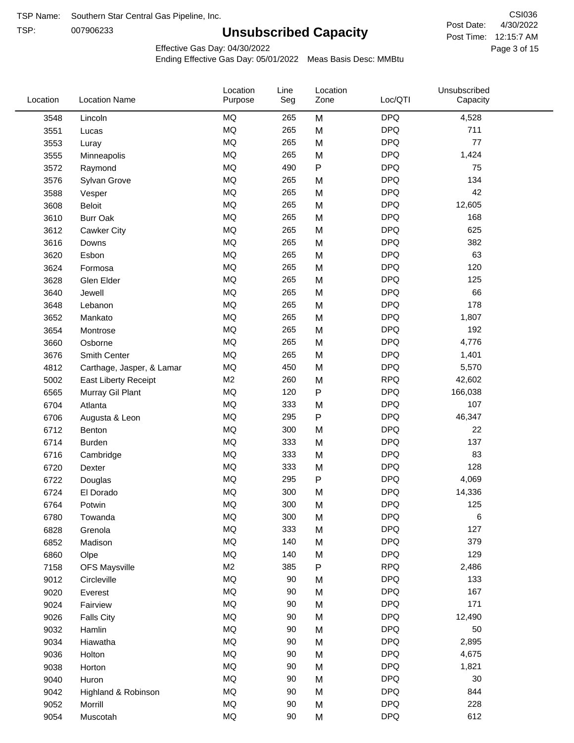TSP Name: Southern Star Central Gas Pipeline, Inc.

TSP: 007906233

# Unsubscribed Capacity

CSI036

Post Date: 4/30/2022

Post Time: 12:15:7 AM

Effective Gas Day: 04/30/2022

Ending Effective Gas Day: 05/01/2022 Meas Basis Desc: MMBtu

| Location | Location Name | Location Purpose | Line Seg | Location Zone | Loc/QTI | Unsubscribed Capacity |
|---|---|---|---|---|---|---|
| 3548 | Lincoln | MQ | 265 | M | DPQ | 4,528 |
| 3551 | Lucas | MQ | 265 | M | DPQ | 711 |
| 3553 | Luray | MQ | 265 | M | DPQ | 77 |
| 3555 | Minneapolis | MQ | 265 | M | DPQ | 1,424 |
| 3572 | Raymond | MQ | 490 | P | DPQ | 75 |
| 3576 | Sylvan Grove | MQ | 265 | M | DPQ | 134 |
| 3588 | Vesper | MQ | 265 | M | DPQ | 42 |
| 3608 | Beloit | MQ | 265 | M | DPQ | 12,605 |
| 3610 | Burr Oak | MQ | 265 | M | DPQ | 168 |
| 3612 | Cawker City | MQ | 265 | M | DPQ | 625 |
| 3616 | Downs | MQ | 265 | M | DPQ | 382 |
| 3620 | Esbon | MQ | 265 | M | DPQ | 63 |
| 3624 | Formosa | MQ | 265 | M | DPQ | 120 |
| 3628 | Glen Elder | MQ | 265 | M | DPQ | 125 |
| 3640 | Jewell | MQ | 265 | M | DPQ | 66 |
| 3648 | Lebanon | MQ | 265 | M | DPQ | 178 |
| 3652 | Mankato | MQ | 265 | M | DPQ | 1,807 |
| 3654 | Montrose | MQ | 265 | M | DPQ | 192 |
| 3660 | Osborne | MQ | 265 | M | DPQ | 4,776 |
| 3676 | Smith Center | MQ | 265 | M | DPQ | 1,401 |
| 4812 | Carthage, Jasper, & Lamar | MQ | 450 | M | DPQ | 5,570 |
| 5002 | East Liberty Receipt | M2 | 260 | M | RPQ | 42,602 |
| 6565 | Murray Gil Plant | MQ | 120 | P | DPQ | 166,038 |
| 6704 | Atlanta | MQ | 333 | M | DPQ | 107 |
| 6706 | Augusta & Leon | MQ | 295 | P | DPQ | 46,347 |
| 6712 | Benton | MQ | 300 | M | DPQ | 22 |
| 6714 | Burden | MQ | 333 | M | DPQ | 137 |
| 6716 | Cambridge | MQ | 333 | M | DPQ | 83 |
| 6720 | Dexter | MQ | 333 | M | DPQ | 128 |
| 6722 | Douglas | MQ | 295 | P | DPQ | 4,069 |
| 6724 | El Dorado | MQ | 300 | M | DPQ | 14,336 |
| 6764 | Potwin | MQ | 300 | M | DPQ | 125 |
| 6780 | Towanda | MQ | 300 | M | DPQ | 6 |
| 6828 | Grenola | MQ | 333 | M | DPQ | 127 |
| 6852 | Madison | MQ | 140 | M | DPQ | 379 |
| 6860 | Olpe | MQ | 140 | M | DPQ | 129 |
| 7158 | OFS Maysville | M2 | 385 | P | RPQ | 2,486 |
| 9012 | Circleville | MQ | 90 | M | DPQ | 133 |
| 9020 | Everest | MQ | 90 | M | DPQ | 167 |
| 9024 | Fairview | MQ | 90 | M | DPQ | 171 |
| 9026 | Falls City | MQ | 90 | M | DPQ | 12,490 |
| 9032 | Hamlin | MQ | 90 | M | DPQ | 50 |
| 9034 | Hiawatha | MQ | 90 | M | DPQ | 2,895 |
| 9036 | Holton | MQ | 90 | M | DPQ | 4,675 |
| 9038 | Horton | MQ | 90 | M | DPQ | 1,821 |
| 9040 | Huron | MQ | 90 | M | DPQ | 30 |
| 9042 | Highland & Robinson | MQ | 90 | M | DPQ | 844 |
| 9052 | Morrill | MQ | 90 | M | DPQ | 228 |
| 9054 | Muscotah | MQ | 90 | M | DPQ | 612 |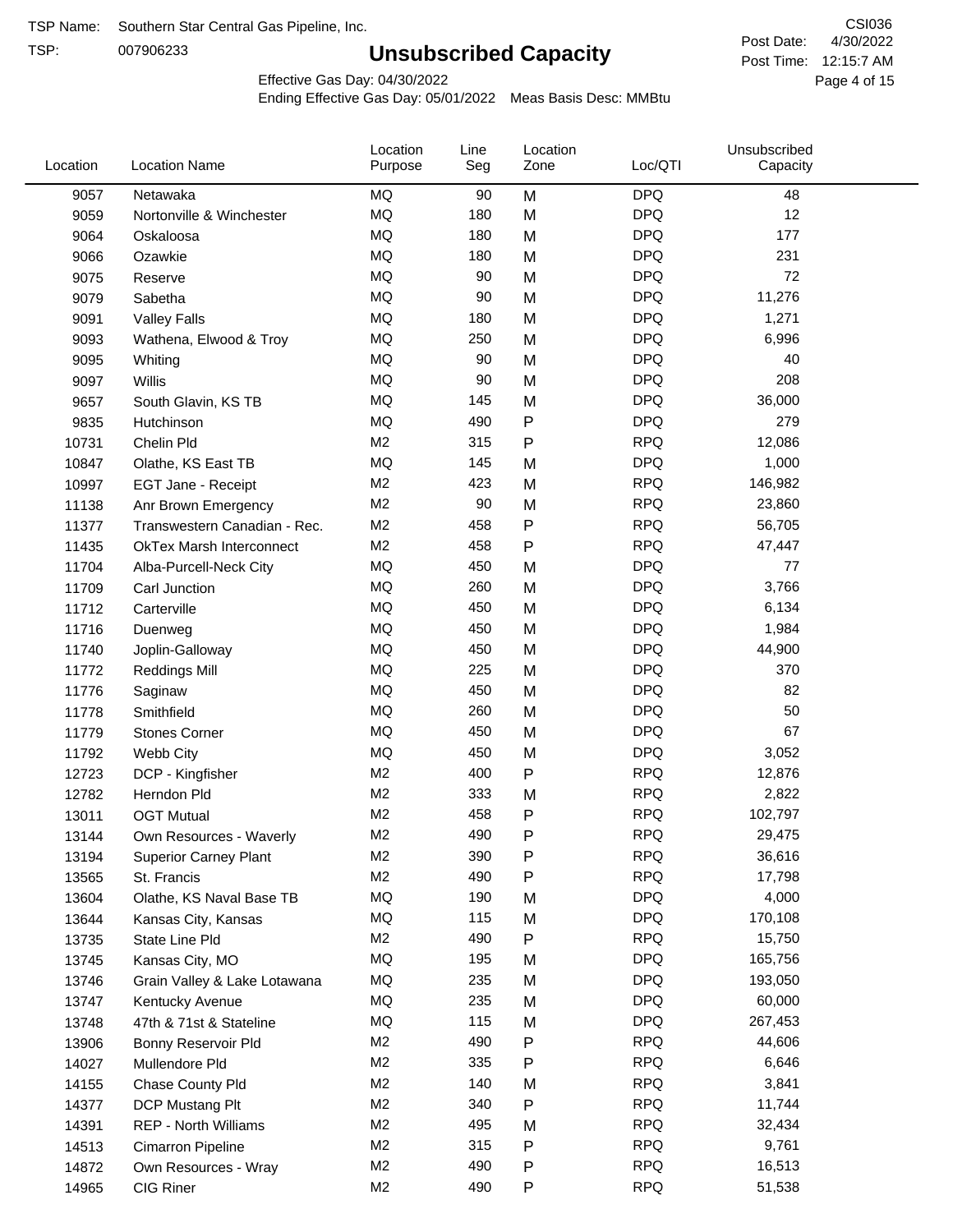TSP Name: Southern Star Central Gas Pipeline, Inc.

TSP: 007906233

# Unsubscribed Capacity

CSI036

Post Date: 4/30/2022

Post Time: 12:15:7 AM

Effective Gas Day: 04/30/2022

Ending Effective Gas Day: 05/01/2022 Meas Basis Desc: MMBtu

| Location | Location Name | Location Purpose | Line Seg | Location Zone | Loc/QTI | Unsubscribed Capacity |
|---|---|---|---|---|---|---|
| 9057 | Netawaka | MQ | 90 | M | DPQ | 48 |
| 9059 | Nortonville & Winchester | MQ | 180 | M | DPQ | 12 |
| 9064 | Oskaloosa | MQ | 180 | M | DPQ | 177 |
| 9066 | Ozawkie | MQ | 180 | M | DPQ | 231 |
| 9075 | Reserve | MQ | 90 | M | DPQ | 72 |
| 9079 | Sabetha | MQ | 90 | M | DPQ | 11,276 |
| 9091 | Valley Falls | MQ | 180 | M | DPQ | 1,271 |
| 9093 | Wathena, Elwood & Troy | MQ | 250 | M | DPQ | 6,996 |
| 9095 | Whiting | MQ | 90 | M | DPQ | 40 |
| 9097 | Willis | MQ | 90 | M | DPQ | 208 |
| 9657 | South Glavin, KS TB | MQ | 145 | M | DPQ | 36,000 |
| 9835 | Hutchinson | MQ | 490 | P | DPQ | 279 |
| 10731 | Chelin Pld | M2 | 315 | P | RPQ | 12,086 |
| 10847 | Olathe, KS East TB | MQ | 145 | M | DPQ | 1,000 |
| 10997 | EGT Jane - Receipt | M2 | 423 | M | RPQ | 146,982 |
| 11138 | Anr Brown Emergency | M2 | 90 | M | RPQ | 23,860 |
| 11377 | Transwestern Canadian - Rec. | M2 | 458 | P | RPQ | 56,705 |
| 11435 | OkTex Marsh Interconnect | M2 | 458 | P | RPQ | 47,447 |
| 11704 | Alba-Purcell-Neck City | MQ | 450 | M | DPQ | 77 |
| 11709 | Carl Junction | MQ | 260 | M | DPQ | 3,766 |
| 11712 | Carterville | MQ | 450 | M | DPQ | 6,134 |
| 11716 | Duenweg | MQ | 450 | M | DPQ | 1,984 |
| 11740 | Joplin-Galloway | MQ | 450 | M | DPQ | 44,900 |
| 11772 | Reddings Mill | MQ | 225 | M | DPQ | 370 |
| 11776 | Saginaw | MQ | 450 | M | DPQ | 82 |
| 11778 | Smithfield | MQ | 260 | M | DPQ | 50 |
| 11779 | Stones Corner | MQ | 450 | M | DPQ | 67 |
| 11792 | Webb City | MQ | 450 | M | DPQ | 3,052 |
| 12723 | DCP - Kingfisher | M2 | 400 | P | RPQ | 12,876 |
| 12782 | Herndon Pld | M2 | 333 | M | RPQ | 2,822 |
| 13011 | OGT Mutual | M2 | 458 | P | RPQ | 102,797 |
| 13144 | Own Resources - Waverly | M2 | 490 | P | RPQ | 29,475 |
| 13194 | Superior Carney Plant | M2 | 390 | P | RPQ | 36,616 |
| 13565 | St. Francis | M2 | 490 | P | RPQ | 17,798 |
| 13604 | Olathe, KS Naval Base TB | MQ | 190 | M | DPQ | 4,000 |
| 13644 | Kansas City, Kansas | MQ | 115 | M | DPQ | 170,108 |
| 13735 | State Line Pld | M2 | 490 | P | RPQ | 15,750 |
| 13745 | Kansas City, MO | MQ | 195 | M | DPQ | 165,756 |
| 13746 | Grain Valley & Lake Lotawana | MQ | 235 | M | DPQ | 193,050 |
| 13747 | Kentucky Avenue | MQ | 235 | M | DPQ | 60,000 |
| 13748 | 47th & 71st & Stateline | MQ | 115 | M | DPQ | 267,453 |
| 13906 | Bonny Reservoir Pld | M2 | 490 | P | RPQ | 44,606 |
| 14027 | Mullendore Pld | M2 | 335 | P | RPQ | 6,646 |
| 14155 | Chase County Pld | M2 | 140 | M | RPQ | 3,841 |
| 14377 | DCP Mustang Plt | M2 | 340 | P | RPQ | 11,744 |
| 14391 | REP - North Williams | M2 | 495 | M | RPQ | 32,434 |
| 14513 | Cimarron Pipeline | M2 | 315 | P | RPQ | 9,761 |
| 14872 | Own Resources - Wray | M2 | 490 | P | RPQ | 16,513 |
| 14965 | CIG Riner | M2 | 490 | P | RPQ | 51,538 |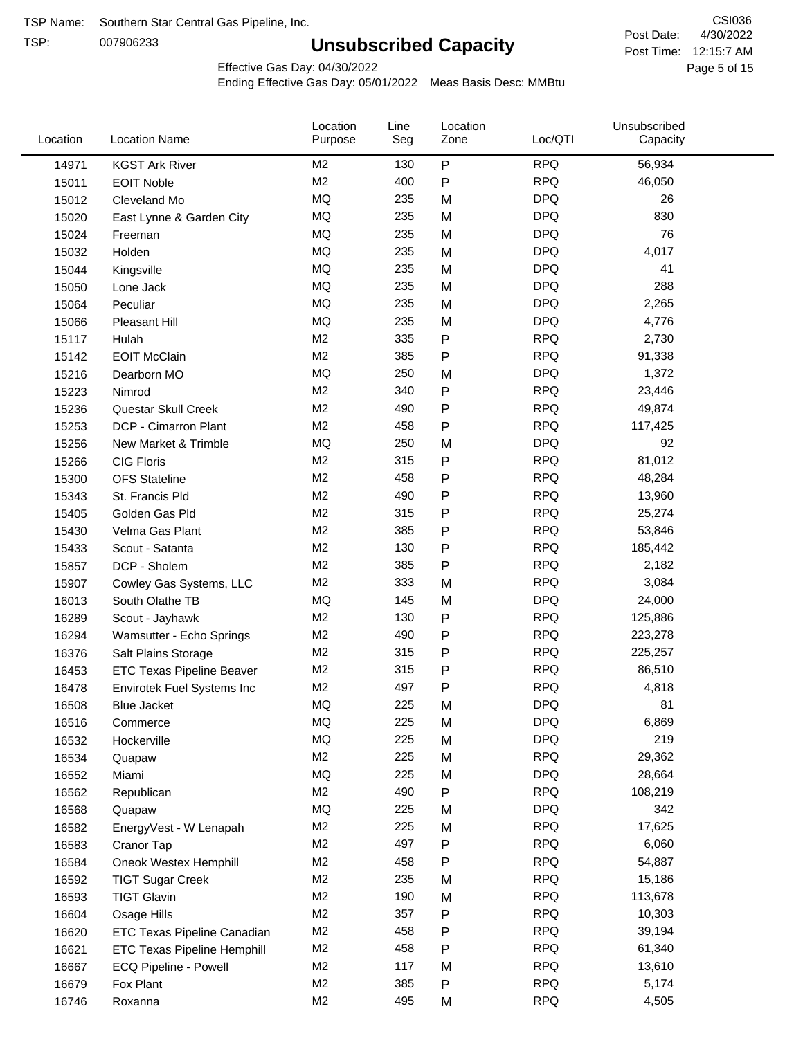TSP Name: Southern Star Central Gas Pipeline, Inc.

TSP: 007906233

# Unsubscribed Capacity

CSI036

Post Date: 4/30/2022

Post Time: 12:15:7 AM

Effective Gas Day: 04/30/2022

Ending Effective Gas Day: 05/01/2022 Meas Basis Desc: MMBtu

| Location | Location Name | Location Purpose | Line Seg | Location Zone | Loc/QTI | Unsubscribed Capacity |
|---|---|---|---|---|---|---|
| 14971 | KGST Ark River | M2 | 130 | P | RPQ | 56,934 |
| 15011 | EOIT Noble | M2 | 400 | P | RPQ | 46,050 |
| 15012 | Cleveland Mo | MQ | 235 | M | DPQ | 26 |
| 15020 | East Lynne & Garden City | MQ | 235 | M | DPQ | 830 |
| 15024 | Freeman | MQ | 235 | M | DPQ | 76 |
| 15032 | Holden | MQ | 235 | M | DPQ | 4,017 |
| 15044 | Kingsville | MQ | 235 | M | DPQ | 41 |
| 15050 | Lone Jack | MQ | 235 | M | DPQ | 288 |
| 15064 | Peculiar | MQ | 235 | M | DPQ | 2,265 |
| 15066 | Pleasant Hill | MQ | 235 | M | DPQ | 4,776 |
| 15117 | Hulah | M2 | 335 | P | RPQ | 2,730 |
| 15142 | EOIT McClain | M2 | 385 | P | RPQ | 91,338 |
| 15216 | Dearborn MO | MQ | 250 | M | DPQ | 1,372 |
| 15223 | Nimrod | M2 | 340 | P | RPQ | 23,446 |
| 15236 | Questar Skull Creek | M2 | 490 | P | RPQ | 49,874 |
| 15253 | DCP - Cimarron Plant | M2 | 458 | P | RPQ | 117,425 |
| 15256 | New Market & Trimble | MQ | 250 | M | DPQ | 92 |
| 15266 | CIG Floris | M2 | 315 | P | RPQ | 81,012 |
| 15300 | OFS Stateline | M2 | 458 | P | RPQ | 48,284 |
| 15343 | St. Francis Pld | M2 | 490 | P | RPQ | 13,960 |
| 15405 | Golden Gas Pld | M2 | 315 | P | RPQ | 25,274 |
| 15430 | Velma Gas Plant | M2 | 385 | P | RPQ | 53,846 |
| 15433 | Scout - Satanta | M2 | 130 | P | RPQ | 185,442 |
| 15857 | DCP - Sholem | M2 | 385 | P | RPQ | 2,182 |
| 15907 | Cowley Gas Systems, LLC | M2 | 333 | M | RPQ | 3,084 |
| 16013 | South Olathe TB | MQ | 145 | M | DPQ | 24,000 |
| 16289 | Scout - Jayhawk | M2 | 130 | P | RPQ | 125,886 |
| 16294 | Wamsutter - Echo Springs | M2 | 490 | P | RPQ | 223,278 |
| 16376 | Salt Plains Storage | M2 | 315 | P | RPQ | 225,257 |
| 16453 | ETC Texas Pipeline Beaver | M2 | 315 | P | RPQ | 86,510 |
| 16478 | Envirotek Fuel Systems Inc | M2 | 497 | P | RPQ | 4,818 |
| 16508 | Blue Jacket | MQ | 225 | M | DPQ | 81 |
| 16516 | Commerce | MQ | 225 | M | DPQ | 6,869 |
| 16532 | Hockerville | MQ | 225 | M | DPQ | 219 |
| 16534 | Quapaw | M2 | 225 | M | RPQ | 29,362 |
| 16552 | Miami | MQ | 225 | M | DPQ | 28,664 |
| 16562 | Republican | M2 | 490 | P | RPQ | 108,219 |
| 16568 | Quapaw | MQ | 225 | M | DPQ | 342 |
| 16582 | EnergyVest - W Lenapah | M2 | 225 | M | RPQ | 17,625 |
| 16583 | Cranor Tap | M2 | 497 | P | RPQ | 6,060 |
| 16584 | Oneok Westex Hemphill | M2 | 458 | P | RPQ | 54,887 |
| 16592 | TIGT Sugar Creek | M2 | 235 | M | RPQ | 15,186 |
| 16593 | TIGT Glavin | M2 | 190 | M | RPQ | 113,678 |
| 16604 | Osage Hills | M2 | 357 | P | RPQ | 10,303 |
| 16620 | ETC Texas Pipeline Canadian | M2 | 458 | P | RPQ | 39,194 |
| 16621 | ETC Texas Pipeline Hemphill | M2 | 458 | P | RPQ | 61,340 |
| 16667 | ECQ Pipeline - Powell | M2 | 117 | M | RPQ | 13,610 |
| 16679 | Fox Plant | M2 | 385 | P | RPQ | 5,174 |
| 16746 | Roxanna | M2 | 495 | M | RPQ | 4,505 |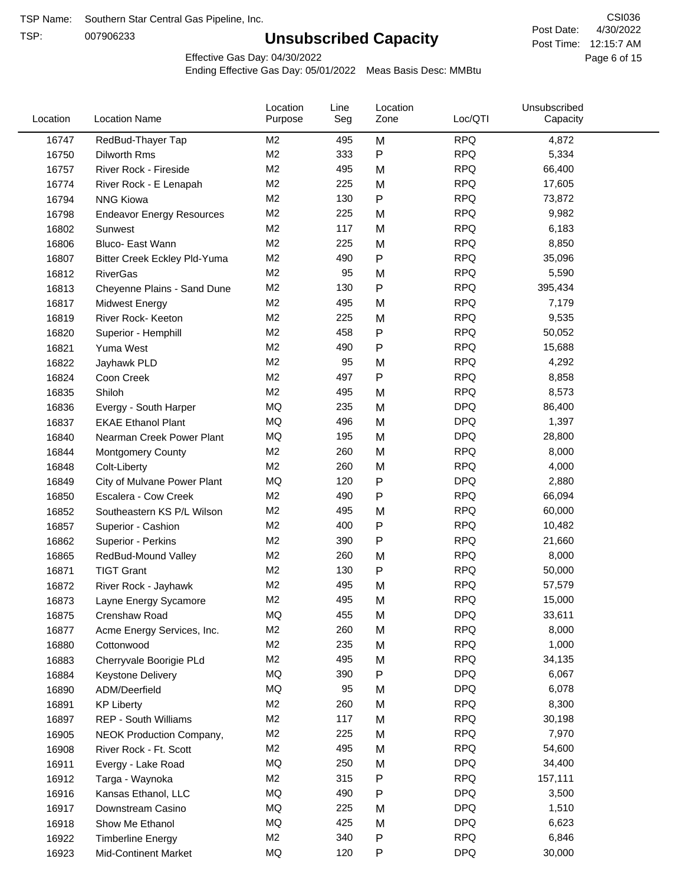TSP Name: Southern Star Central Gas Pipeline, Inc.

TSP: 007906233

# Unsubscribed Capacity

CSI036

Post Date: 4/30/2022

Post Time: 12:15:7 AM

Effective Gas Day: 04/30/2022

Ending Effective Gas Day: 05/01/2022 Meas Basis Desc: MMBtu

| Location | Location Name | Location Purpose | Line Seg | Location Zone | Loc/QTI | Unsubscribed Capacity |
|---|---|---|---|---|---|---|
| 16747 | RedBud-Thayer Tap | M2 | 495 | M | RPQ | 4,872 |
| 16750 | Dilworth Rms | M2 | 333 | P | RPQ | 5,334 |
| 16757 | River Rock - Fireside | M2 | 495 | M | RPQ | 66,400 |
| 16774 | River Rock - E Lenapah | M2 | 225 | M | RPQ | 17,605 |
| 16794 | NNG Kiowa | M2 | 130 | P | RPQ | 73,872 |
| 16798 | Endeavor Energy Resources | M2 | 225 | M | RPQ | 9,982 |
| 16802 | Sunwest | M2 | 117 | M | RPQ | 6,183 |
| 16806 | Bluco- East Wann | M2 | 225 | M | RPQ | 8,850 |
| 16807 | Bitter Creek Eckley Pld-Yuma | M2 | 490 | P | RPQ | 35,096 |
| 16812 | RiverGas | M2 | 95 | M | RPQ | 5,590 |
| 16813 | Cheyenne Plains - Sand Dune | M2 | 130 | P | RPQ | 395,434 |
| 16817 | Midwest Energy | M2 | 495 | M | RPQ | 7,179 |
| 16819 | River Rock- Keeton | M2 | 225 | M | RPQ | 9,535 |
| 16820 | Superior - Hemphill | M2 | 458 | P | RPQ | 50,052 |
| 16821 | Yuma West | M2 | 490 | P | RPQ | 15,688 |
| 16822 | Jayhawk PLD | M2 | 95 | M | RPQ | 4,292 |
| 16824 | Coon Creek | M2 | 497 | P | RPQ | 8,858 |
| 16835 | Shiloh | M2 | 495 | M | RPQ | 8,573 |
| 16836 | Evergy - South Harper | MQ | 235 | M | DPQ | 86,400 |
| 16837 | EKAE Ethanol Plant | MQ | 496 | M | DPQ | 1,397 |
| 16840 | Nearman Creek Power Plant | MQ | 195 | M | DPQ | 28,800 |
| 16844 | Montgomery County | M2 | 260 | M | RPQ | 8,000 |
| 16848 | Colt-Liberty | M2 | 260 | M | RPQ | 4,000 |
| 16849 | City of Mulvane Power Plant | MQ | 120 | P | DPQ | 2,880 |
| 16850 | Escalera - Cow Creek | M2 | 490 | P | RPQ | 66,094 |
| 16852 | Southeastern KS P/L Wilson | M2 | 495 | M | RPQ | 60,000 |
| 16857 | Superior - Cashion | M2 | 400 | P | RPQ | 10,482 |
| 16862 | Superior - Perkins | M2 | 390 | P | RPQ | 21,660 |
| 16865 | RedBud-Mound Valley | M2 | 260 | M | RPQ | 8,000 |
| 16871 | TIGT Grant | M2 | 130 | P | RPQ | 50,000 |
| 16872 | River Rock - Jayhawk | M2 | 495 | M | RPQ | 57,579 |
| 16873 | Layne Energy Sycamore | M2 | 495 | M | RPQ | 15,000 |
| 16875 | Crenshaw Road | MQ | 455 | M | DPQ | 33,611 |
| 16877 | Acme Energy Services, Inc. | M2 | 260 | M | RPQ | 8,000 |
| 16880 | Cottonwood | M2 | 235 | M | RPQ | 1,000 |
| 16883 | Cherryvale Boorigie PLd | M2 | 495 | M | RPQ | 34,135 |
| 16884 | Keystone Delivery | MQ | 390 | P | DPQ | 6,067 |
| 16890 | ADM/Deerfield | MQ | 95 | M | DPQ | 6,078 |
| 16891 | KP Liberty | M2 | 260 | M | RPQ | 8,300 |
| 16897 | REP - South Williams | M2 | 117 | M | RPQ | 30,198 |
| 16905 | NEOK Production Company, | M2 | 225 | M | RPQ | 7,970 |
| 16908 | River Rock - Ft. Scott | M2 | 495 | M | RPQ | 54,600 |
| 16911 | Evergy - Lake Road | MQ | 250 | M | DPQ | 34,400 |
| 16912 | Targa - Waynoka | M2 | 315 | P | RPQ | 157,111 |
| 16916 | Kansas Ethanol, LLC | MQ | 490 | P | DPQ | 3,500 |
| 16917 | Downstream Casino | MQ | 225 | M | DPQ | 1,510 |
| 16918 | Show Me Ethanol | MQ | 425 | M | DPQ | 6,623 |
| 16922 | Timberline Energy | M2 | 340 | P | RPQ | 6,846 |
| 16923 | Mid-Continent Market | MQ | 120 | P | DPQ | 30,000 |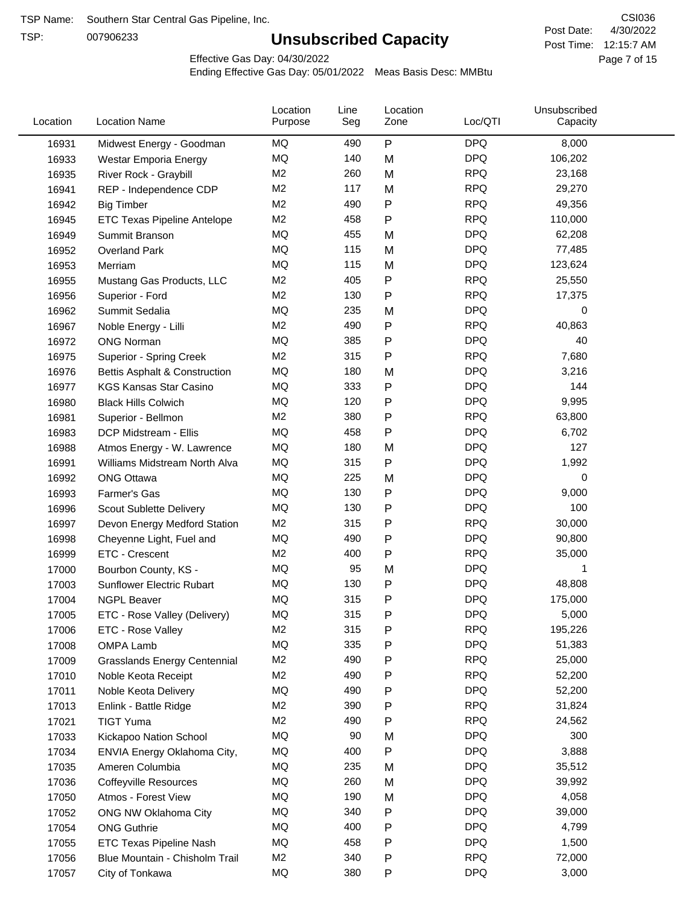TSP Name: Southern Star Central Gas Pipeline, Inc.

TSP: 007906233

# Unsubscribed Capacity

CSI036

Post Date: 4/30/2022

Post Time: 12:15:7 AM

Effective Gas Day: 04/30/2022

Ending Effective Gas Day: 05/01/2022 Meas Basis Desc: MMBtu

| Location | Location Name | Location Purpose | Line Seg | Location Zone | Loc/QTI | Unsubscribed Capacity |
|---|---|---|---|---|---|---|
| 16931 | Midwest Energy - Goodman | MQ | 490 | P | DPQ | 8,000 |
| 16933 | Westar Emporia Energy | MQ | 140 | M | DPQ | 106,202 |
| 16935 | River Rock - Graybill | M2 | 260 | M | RPQ | 23,168 |
| 16941 | REP - Independence CDP | M2 | 117 | M | RPQ | 29,270 |
| 16942 | Big Timber | M2 | 490 | P | RPQ | 49,356 |
| 16945 | ETC Texas Pipeline Antelope | M2 | 458 | P | RPQ | 110,000 |
| 16949 | Summit Branson | MQ | 455 | M | DPQ | 62,208 |
| 16952 | Overland Park | MQ | 115 | M | DPQ | 77,485 |
| 16953 | Merriam | MQ | 115 | M | DPQ | 123,624 |
| 16955 | Mustang Gas Products, LLC | M2 | 405 | P | RPQ | 25,550 |
| 16956 | Superior - Ford | M2 | 130 | P | RPQ | 17,375 |
| 16962 | Summit Sedalia | MQ | 235 | M | DPQ | 0 |
| 16967 | Noble Energy - Lilli | M2 | 490 | P | RPQ | 40,863 |
| 16972 | ONG Norman | MQ | 385 | P | DPQ | 40 |
| 16975 | Superior - Spring Creek | M2 | 315 | P | RPQ | 7,680 |
| 16976 | Bettis Asphalt & Construction | MQ | 180 | M | DPQ | 3,216 |
| 16977 | KGS Kansas Star Casino | MQ | 333 | P | DPQ | 144 |
| 16980 | Black Hills Colwich | MQ | 120 | P | DPQ | 9,995 |
| 16981 | Superior - Bellmon | M2 | 380 | P | RPQ | 63,800 |
| 16983 | DCP Midstream - Ellis | MQ | 458 | P | DPQ | 6,702 |
| 16988 | Atmos Energy - W. Lawrence | MQ | 180 | M | DPQ | 127 |
| 16991 | Williams Midstream North Alva | MQ | 315 | P | DPQ | 1,992 |
| 16992 | ONG Ottawa | MQ | 225 | M | DPQ | 0 |
| 16993 | Farmer's Gas | MQ | 130 | P | DPQ | 9,000 |
| 16996 | Scout Sublette Delivery | MQ | 130 | P | DPQ | 100 |
| 16997 | Devon Energy Medford Station | M2 | 315 | P | RPQ | 30,000 |
| 16998 | Cheyenne Light, Fuel and | MQ | 490 | P | DPQ | 90,800 |
| 16999 | ETC - Crescent | M2 | 400 | P | RPQ | 35,000 |
| 17000 | Bourbon County, KS - | MQ | 95 | M | DPQ | 1 |
| 17003 | Sunflower Electric Rubart | MQ | 130 | P | DPQ | 48,808 |
| 17004 | NGPL Beaver | MQ | 315 | P | DPQ | 175,000 |
| 17005 | ETC - Rose Valley (Delivery) | MQ | 315 | P | DPQ | 5,000 |
| 17006 | ETC - Rose Valley | M2 | 315 | P | RPQ | 195,226 |
| 17008 | OMPA Lamb | MQ | 335 | P | DPQ | 51,383 |
| 17009 | Grasslands Energy Centennial | M2 | 490 | P | RPQ | 25,000 |
| 17010 | Noble Keota Receipt | M2 | 490 | P | RPQ | 52,200 |
| 17011 | Noble Keota Delivery | MQ | 490 | P | DPQ | 52,200 |
| 17013 | Enlink - Battle Ridge | M2 | 390 | P | RPQ | 31,824 |
| 17021 | TIGT Yuma | M2 | 490 | P | RPQ | 24,562 |
| 17033 | Kickapoo Nation School | MQ | 90 | M | DPQ | 300 |
| 17034 | ENVIA Energy Oklahoma City, | MQ | 400 | P | DPQ | 3,888 |
| 17035 | Ameren Columbia | MQ | 235 | M | DPQ | 35,512 |
| 17036 | Coffeyville Resources | MQ | 260 | M | DPQ | 39,992 |
| 17050 | Atmos - Forest View | MQ | 190 | M | DPQ | 4,058 |
| 17052 | ONG NW Oklahoma City | MQ | 340 | P | DPQ | 39,000 |
| 17054 | ONG Guthrie | MQ | 400 | P | DPQ | 4,799 |
| 17055 | ETC Texas Pipeline Nash | MQ | 458 | P | DPQ | 1,500 |
| 17056 | Blue Mountain - Chisholm Trail | M2 | 340 | P | RPQ | 72,000 |
| 17057 | City of Tonkawa | MQ | 380 | P | DPQ | 3,000 |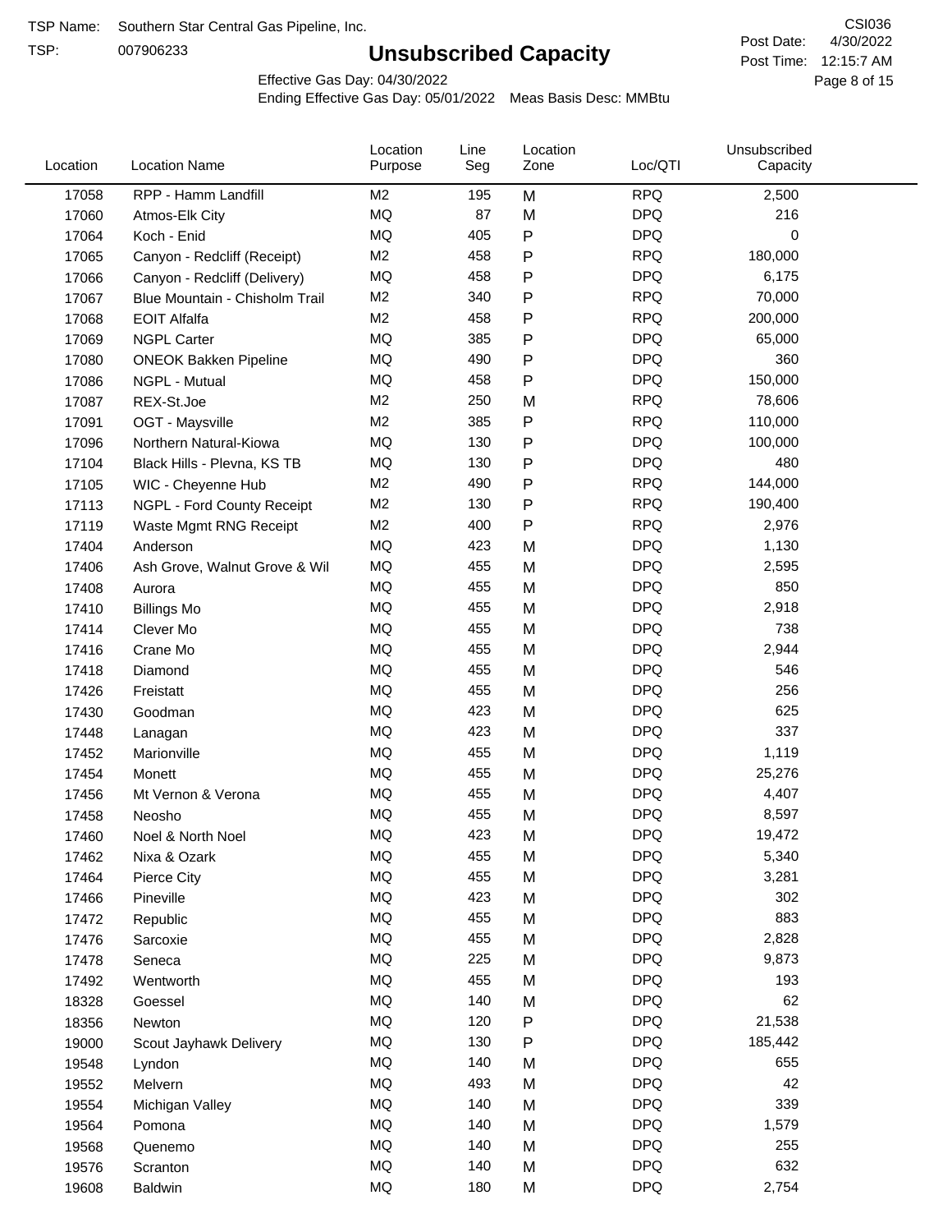TSP Name: Southern Star Central Gas Pipeline, Inc.
TSP: 007906233

CSI036
Post Date: 4/30/2022
Post Time: 12:15:7 AM

# Unsubscribed Capacity

Effective Gas Day: 04/30/2022
Ending Effective Gas Day: 05/01/2022 Meas Basis Desc: MMBtu

| Location | Location Name | Location Purpose | Line Seg | Location Zone | Loc/QTI | Unsubscribed Capacity |
|---|---|---|---|---|---|---|
| 17058 | RPP - Hamm Landfill | M2 | 195 | M | RPQ | 2,500 |
| 17060 | Atmos-Elk City | MQ | 87 | M | DPQ | 216 |
| 17064 | Koch - Enid | MQ | 405 | P | DPQ | 0 |
| 17065 | Canyon - Redcliff (Receipt) | M2 | 458 | P | RPQ | 180,000 |
| 17066 | Canyon - Redcliff (Delivery) | MQ | 458 | P | DPQ | 6,175 |
| 17067 | Blue Mountain - Chisholm Trail | M2 | 340 | P | RPQ | 70,000 |
| 17068 | EOIT Alfalfa | M2 | 458 | P | RPQ | 200,000 |
| 17069 | NGPL Carter | MQ | 385 | P | DPQ | 65,000 |
| 17080 | ONEOK Bakken Pipeline | MQ | 490 | P | DPQ | 360 |
| 17086 | NGPL - Mutual | MQ | 458 | P | DPQ | 150,000 |
| 17087 | REX-St.Joe | M2 | 250 | M | RPQ | 78,606 |
| 17091 | OGT - Maysville | M2 | 385 | P | RPQ | 110,000 |
| 17096 | Northern Natural-Kiowa | MQ | 130 | P | DPQ | 100,000 |
| 17104 | Black Hills - Plevna, KS TB | MQ | 130 | P | DPQ | 480 |
| 17105 | WIC - Cheyenne Hub | M2 | 490 | P | RPQ | 144,000 |
| 17113 | NGPL - Ford County Receipt | M2 | 130 | P | RPQ | 190,400 |
| 17119 | Waste Mgmt RNG Receipt | M2 | 400 | P | RPQ | 2,976 |
| 17404 | Anderson | MQ | 423 | M | DPQ | 1,130 |
| 17406 | Ash Grove, Walnut Grove & Wil | MQ | 455 | M | DPQ | 2,595 |
| 17408 | Aurora | MQ | 455 | M | DPQ | 850 |
| 17410 | Billings Mo | MQ | 455 | M | DPQ | 2,918 |
| 17414 | Clever Mo | MQ | 455 | M | DPQ | 738 |
| 17416 | Crane Mo | MQ | 455 | M | DPQ | 2,944 |
| 17418 | Diamond | MQ | 455 | M | DPQ | 546 |
| 17426 | Freistatt | MQ | 455 | M | DPQ | 256 |
| 17430 | Goodman | MQ | 423 | M | DPQ | 625 |
| 17448 | Lanagan | MQ | 423 | M | DPQ | 337 |
| 17452 | Marionville | MQ | 455 | M | DPQ | 1,119 |
| 17454 | Monett | MQ | 455 | M | DPQ | 25,276 |
| 17456 | Mt Vernon & Verona | MQ | 455 | M | DPQ | 4,407 |
| 17458 | Neosho | MQ | 455 | M | DPQ | 8,597 |
| 17460 | Noel & North Noel | MQ | 423 | M | DPQ | 19,472 |
| 17462 | Nixa & Ozark | MQ | 455 | M | DPQ | 5,340 |
| 17464 | Pierce City | MQ | 455 | M | DPQ | 3,281 |
| 17466 | Pineville | MQ | 423 | M | DPQ | 302 |
| 17472 | Republic | MQ | 455 | M | DPQ | 883 |
| 17476 | Sarcoxie | MQ | 455 | M | DPQ | 2,828 |
| 17478 | Seneca | MQ | 225 | M | DPQ | 9,873 |
| 17492 | Wentworth | MQ | 455 | M | DPQ | 193 |
| 18328 | Goessel | MQ | 140 | M | DPQ | 62 |
| 18356 | Newton | MQ | 120 | P | DPQ | 21,538 |
| 19000 | Scout Jayhawk Delivery | MQ | 130 | P | DPQ | 185,442 |
| 19548 | Lyndon | MQ | 140 | M | DPQ | 655 |
| 19552 | Melvern | MQ | 493 | M | DPQ | 42 |
| 19554 | Michigan Valley | MQ | 140 | M | DPQ | 339 |
| 19564 | Pomona | MQ | 140 | M | DPQ | 1,579 |
| 19568 | Quenemo | MQ | 140 | M | DPQ | 255 |
| 19576 | Scranton | MQ | 140 | M | DPQ | 632 |
| 19608 | Baldwin | MQ | 180 | M | DPQ | 2,754 |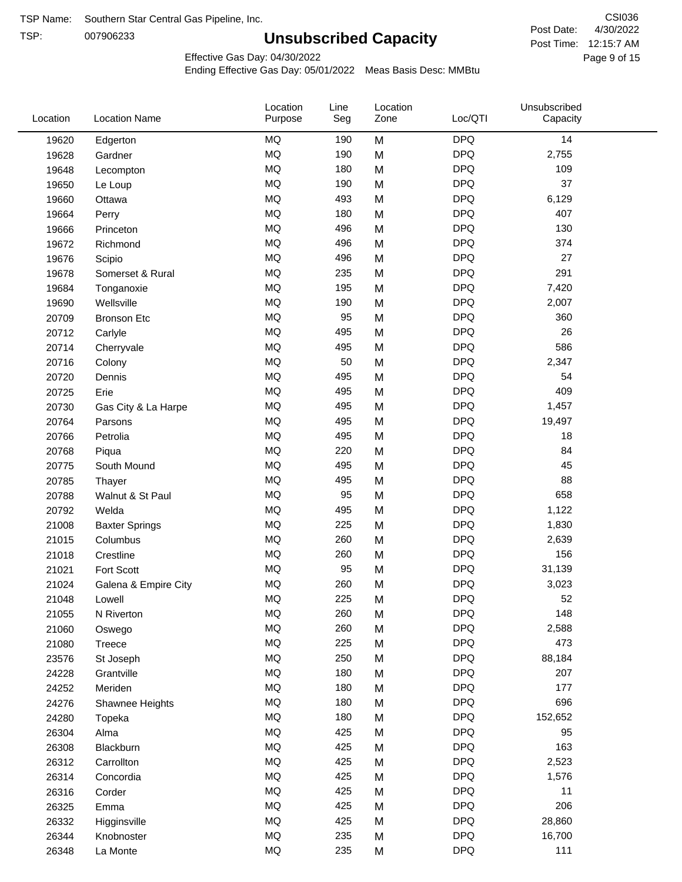TSP Name: Southern Star Central Gas Pipeline, Inc.

TSP: 007906233

# Unsubscribed Capacity

CSI036

Post Date: 4/30/2022

Post Time: 12:15:7 AM

Effective Gas Day: 04/30/2022

Ending Effective Gas Day: 05/01/2022 Meas Basis Desc: MMBtu

| Location | Location Name | Location Purpose | Line Seg | Location Zone | Loc/QTI | Unsubscribed Capacity |
|---|---|---|---|---|---|---|
| 19620 | Edgerton | MQ | 190 | M | DPQ | 14 |
| 19628 | Gardner | MQ | 190 | M | DPQ | 2,755 |
| 19648 | Lecompton | MQ | 180 | M | DPQ | 109 |
| 19650 | Le Loup | MQ | 190 | M | DPQ | 37 |
| 19660 | Ottawa | MQ | 493 | M | DPQ | 6,129 |
| 19664 | Perry | MQ | 180 | M | DPQ | 407 |
| 19666 | Princeton | MQ | 496 | M | DPQ | 130 |
| 19672 | Richmond | MQ | 496 | M | DPQ | 374 |
| 19676 | Scipio | MQ | 496 | M | DPQ | 27 |
| 19678 | Somerset & Rural | MQ | 235 | M | DPQ | 291 |
| 19684 | Tonganoxie | MQ | 195 | M | DPQ | 7,420 |
| 19690 | Wellsville | MQ | 190 | M | DPQ | 2,007 |
| 20709 | Bronson Etc | MQ | 95 | M | DPQ | 360 |
| 20712 | Carlyle | MQ | 495 | M | DPQ | 26 |
| 20714 | Cherryvale | MQ | 495 | M | DPQ | 586 |
| 20716 | Colony | MQ | 50 | M | DPQ | 2,347 |
| 20720 | Dennis | MQ | 495 | M | DPQ | 54 |
| 20725 | Erie | MQ | 495 | M | DPQ | 409 |
| 20730 | Gas City & La Harpe | MQ | 495 | M | DPQ | 1,457 |
| 20764 | Parsons | MQ | 495 | M | DPQ | 19,497 |
| 20766 | Petrolia | MQ | 495 | M | DPQ | 18 |
| 20768 | Piqua | MQ | 220 | M | DPQ | 84 |
| 20775 | South Mound | MQ | 495 | M | DPQ | 45 |
| 20785 | Thayer | MQ | 495 | M | DPQ | 88 |
| 20788 | Walnut & St Paul | MQ | 95 | M | DPQ | 658 |
| 20792 | Welda | MQ | 495 | M | DPQ | 1,122 |
| 21008 | Baxter Springs | MQ | 225 | M | DPQ | 1,830 |
| 21015 | Columbus | MQ | 260 | M | DPQ | 2,639 |
| 21018 | Crestline | MQ | 260 | M | DPQ | 156 |
| 21021 | Fort Scott | MQ | 95 | M | DPQ | 31,139 |
| 21024 | Galena & Empire City | MQ | 260 | M | DPQ | 3,023 |
| 21048 | Lowell | MQ | 225 | M | DPQ | 52 |
| 21055 | N Riverton | MQ | 260 | M | DPQ | 148 |
| 21060 | Oswego | MQ | 260 | M | DPQ | 2,588 |
| 21080 | Treece | MQ | 225 | M | DPQ | 473 |
| 23576 | St Joseph | MQ | 250 | M | DPQ | 88,184 |
| 24228 | Grantville | MQ | 180 | M | DPQ | 207 |
| 24252 | Meriden | MQ | 180 | M | DPQ | 177 |
| 24276 | Shawnee Heights | MQ | 180 | M | DPQ | 696 |
| 24280 | Topeka | MQ | 180 | M | DPQ | 152,652 |
| 26304 | Alma | MQ | 425 | M | DPQ | 95 |
| 26308 | Blackburn | MQ | 425 | M | DPQ | 163 |
| 26312 | Carrollton | MQ | 425 | M | DPQ | 2,523 |
| 26314 | Concordia | MQ | 425 | M | DPQ | 1,576 |
| 26316 | Corder | MQ | 425 | M | DPQ | 11 |
| 26325 | Emma | MQ | 425 | M | DPQ | 206 |
| 26332 | Higginsville | MQ | 425 | M | DPQ | 28,860 |
| 26344 | Knobnoster | MQ | 235 | M | DPQ | 16,700 |
| 26348 | La Monte | MQ | 235 | M | DPQ | 111 |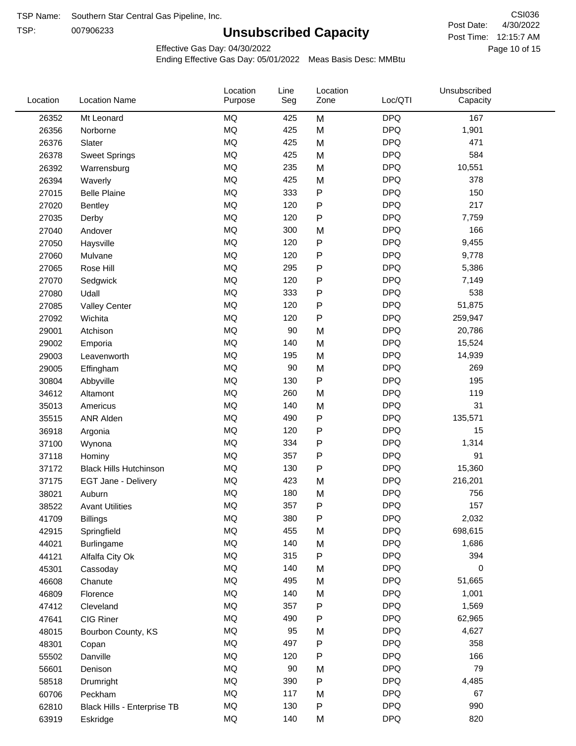TSP Name: Southern Star Central Gas Pipeline, Inc.

TSP: 007906233

# Unsubscribed Capacity

CSI036

Post Date: 4/30/2022

Post Time: 12:15:7 AM

Effective Gas Day: 04/30/2022

Ending Effective Gas Day: 05/01/2022 Meas Basis Desc: MMBtu

| Location | Location Name | Location Purpose | Line Seg | Location Zone | Loc/QTI | Unsubscribed Capacity |
|---|---|---|---|---|---|---|
| 26352 | Mt Leonard | MQ | 425 | M | DPQ | 167 |
| 26356 | Norborne | MQ | 425 | M | DPQ | 1,901 |
| 26376 | Slater | MQ | 425 | M | DPQ | 471 |
| 26378 | Sweet Springs | MQ | 425 | M | DPQ | 584 |
| 26392 | Warrensburg | MQ | 235 | M | DPQ | 10,551 |
| 26394 | Waverly | MQ | 425 | M | DPQ | 378 |
| 27015 | Belle Plaine | MQ | 333 | P | DPQ | 150 |
| 27020 | Bentley | MQ | 120 | P | DPQ | 217 |
| 27035 | Derby | MQ | 120 | P | DPQ | 7,759 |
| 27040 | Andover | MQ | 300 | M | DPQ | 166 |
| 27050 | Haysville | MQ | 120 | P | DPQ | 9,455 |
| 27060 | Mulvane | MQ | 120 | P | DPQ | 9,778 |
| 27065 | Rose Hill | MQ | 295 | P | DPQ | 5,386 |
| 27070 | Sedgwick | MQ | 120 | P | DPQ | 7,149 |
| 27080 | Udall | MQ | 333 | P | DPQ | 538 |
| 27085 | Valley Center | MQ | 120 | P | DPQ | 51,875 |
| 27092 | Wichita | MQ | 120 | P | DPQ | 259,947 |
| 29001 | Atchison | MQ | 90 | M | DPQ | 20,786 |
| 29002 | Emporia | MQ | 140 | M | DPQ | 15,524 |
| 29003 | Leavenworth | MQ | 195 | M | DPQ | 14,939 |
| 29005 | Effingham | MQ | 90 | M | DPQ | 269 |
| 30804 | Abbyville | MQ | 130 | P | DPQ | 195 |
| 34612 | Altamont | MQ | 260 | M | DPQ | 119 |
| 35013 | Americus | MQ | 140 | M | DPQ | 31 |
| 35515 | ANR Alden | MQ | 490 | P | DPQ | 135,571 |
| 36918 | Argonia | MQ | 120 | P | DPQ | 15 |
| 37100 | Wynona | MQ | 334 | P | DPQ | 1,314 |
| 37118 | Hominy | MQ | 357 | P | DPQ | 91 |
| 37172 | Black Hills Hutchinson | MQ | 130 | P | DPQ | 15,360 |
| 37175 | EGT Jane - Delivery | MQ | 423 | M | DPQ | 216,201 |
| 38021 | Auburn | MQ | 180 | M | DPQ | 756 |
| 38522 | Avant Utilities | MQ | 357 | P | DPQ | 157 |
| 41709 | Billings | MQ | 380 | P | DPQ | 2,032 |
| 42915 | Springfield | MQ | 455 | M | DPQ | 698,615 |
| 44021 | Burlingame | MQ | 140 | M | DPQ | 1,686 |
| 44121 | Alfalfa City Ok | MQ | 315 | P | DPQ | 394 |
| 45301 | Cassoday | MQ | 140 | M | DPQ | 0 |
| 46608 | Chanute | MQ | 495 | M | DPQ | 51,665 |
| 46809 | Florence | MQ | 140 | M | DPQ | 1,001 |
| 47412 | Cleveland | MQ | 357 | P | DPQ | 1,569 |
| 47641 | CIG Riner | MQ | 490 | P | DPQ | 62,965 |
| 48015 | Bourbon County, KS | MQ | 95 | M | DPQ | 4,627 |
| 48301 | Copan | MQ | 497 | P | DPQ | 358 |
| 55502 | Danville | MQ | 120 | P | DPQ | 166 |
| 56601 | Denison | MQ | 90 | M | DPQ | 79 |
| 58518 | Drumright | MQ | 390 | P | DPQ | 4,485 |
| 60706 | Peckham | MQ | 117 | M | DPQ | 67 |
| 62810 | Black Hills - Enterprise TB | MQ | 130 | P | DPQ | 990 |
| 63919 | Eskridge | MQ | 140 | M | DPQ | 820 |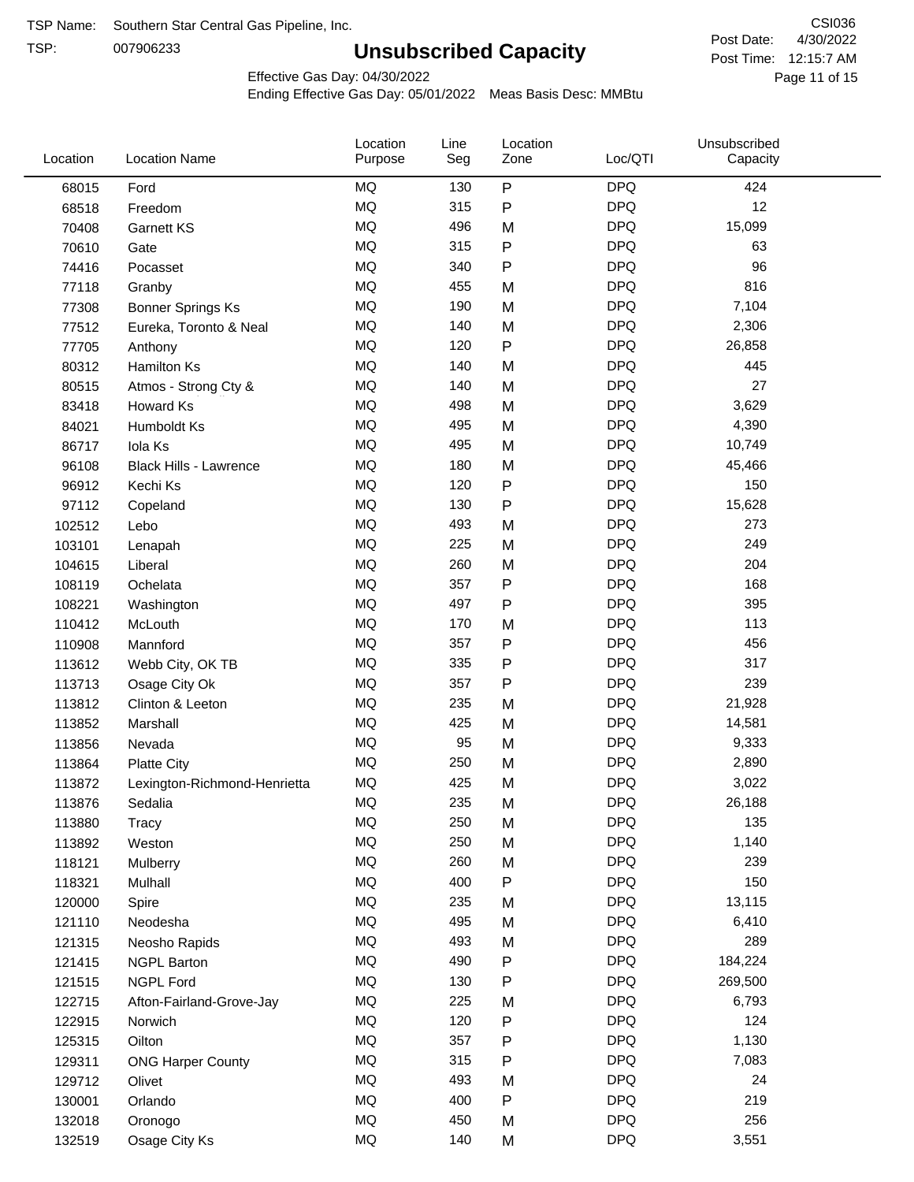TSP Name: Southern Star Central Gas Pipeline, Inc.

TSP: 007906233

# Unsubscribed Capacity

CSI036

Post Date: 4/30/2022

Post Time: 12:15:7 AM

Effective Gas Day: 04/30/2022

Ending Effective Gas Day: 05/01/2022 Meas Basis Desc: MMBtu

| Location | Location Name | Location Purpose | Line Seg | Location Zone | Loc/QTI | Unsubscribed Capacity |
|---|---|---|---|---|---|---|
| 68015 | Ford | MQ | 130 | P | DPQ | 424 |
| 68518 | Freedom | MQ | 315 | P | DPQ | 12 |
| 70408 | Garnett KS | MQ | 496 | M | DPQ | 15,099 |
| 70610 | Gate | MQ | 315 | P | DPQ | 63 |
| 74416 | Pocasset | MQ | 340 | P | DPQ | 96 |
| 77118 | Granby | MQ | 455 | M | DPQ | 816 |
| 77308 | Bonner Springs Ks | MQ | 190 | M | DPQ | 7,104 |
| 77512 | Eureka, Toronto & Neal | MQ | 140 | M | DPQ | 2,306 |
| 77705 | Anthony | MQ | 120 | P | DPQ | 26,858 |
| 80312 | Hamilton Ks | MQ | 140 | M | DPQ | 445 |
| 80515 | Atmos - Strong Cty & | MQ | 140 | M | DPQ | 27 |
| 83418 | Howard Ks | MQ | 498 | M | DPQ | 3,629 |
| 84021 | Humboldt Ks | MQ | 495 | M | DPQ | 4,390 |
| 86717 | Iola Ks | MQ | 495 | M | DPQ | 10,749 |
| 96108 | Black Hills - Lawrence | MQ | 180 | M | DPQ | 45,466 |
| 96912 | Kechi Ks | MQ | 120 | P | DPQ | 150 |
| 97112 | Copeland | MQ | 130 | P | DPQ | 15,628 |
| 102512 | Lebo | MQ | 493 | M | DPQ | 273 |
| 103101 | Lenapah | MQ | 225 | M | DPQ | 249 |
| 104615 | Liberal | MQ | 260 | M | DPQ | 204 |
| 108119 | Ochelata | MQ | 357 | P | DPQ | 168 |
| 108221 | Washington | MQ | 497 | P | DPQ | 395 |
| 110412 | McLouth | MQ | 170 | M | DPQ | 113 |
| 110908 | Mannford | MQ | 357 | P | DPQ | 456 |
| 113612 | Webb City, OK TB | MQ | 335 | P | DPQ | 317 |
| 113713 | Osage City Ok | MQ | 357 | P | DPQ | 239 |
| 113812 | Clinton & Leeton | MQ | 235 | M | DPQ | 21,928 |
| 113852 | Marshall | MQ | 425 | M | DPQ | 14,581 |
| 113856 | Nevada | MQ | 95 | M | DPQ | 9,333 |
| 113864 | Platte City | MQ | 250 | M | DPQ | 2,890 |
| 113872 | Lexington-Richmond-Henrietta | MQ | 425 | M | DPQ | 3,022 |
| 113876 | Sedalia | MQ | 235 | M | DPQ | 26,188 |
| 113880 | Tracy | MQ | 250 | M | DPQ | 135 |
| 113892 | Weston | MQ | 250 | M | DPQ | 1,140 |
| 118121 | Mulberry | MQ | 260 | M | DPQ | 239 |
| 118321 | Mulhall | MQ | 400 | P | DPQ | 150 |
| 120000 | Spire | MQ | 235 | M | DPQ | 13,115 |
| 121110 | Neodesha | MQ | 495 | M | DPQ | 6,410 |
| 121315 | Neosho Rapids | MQ | 493 | M | DPQ | 289 |
| 121415 | NGPL Barton | MQ | 490 | P | DPQ | 184,224 |
| 121515 | NGPL Ford | MQ | 130 | P | DPQ | 269,500 |
| 122715 | Afton-Fairland-Grove-Jay | MQ | 225 | M | DPQ | 6,793 |
| 122915 | Norwich | MQ | 120 | P | DPQ | 124 |
| 125315 | Oilton | MQ | 357 | P | DPQ | 1,130 |
| 129311 | ONG Harper County | MQ | 315 | P | DPQ | 7,083 |
| 129712 | Olivet | MQ | 493 | M | DPQ | 24 |
| 130001 | Orlando | MQ | 400 | P | DPQ | 219 |
| 132018 | Oronogo | MQ | 450 | M | DPQ | 256 |
| 132519 | Osage City Ks | MQ | 140 | M | DPQ | 3,551 |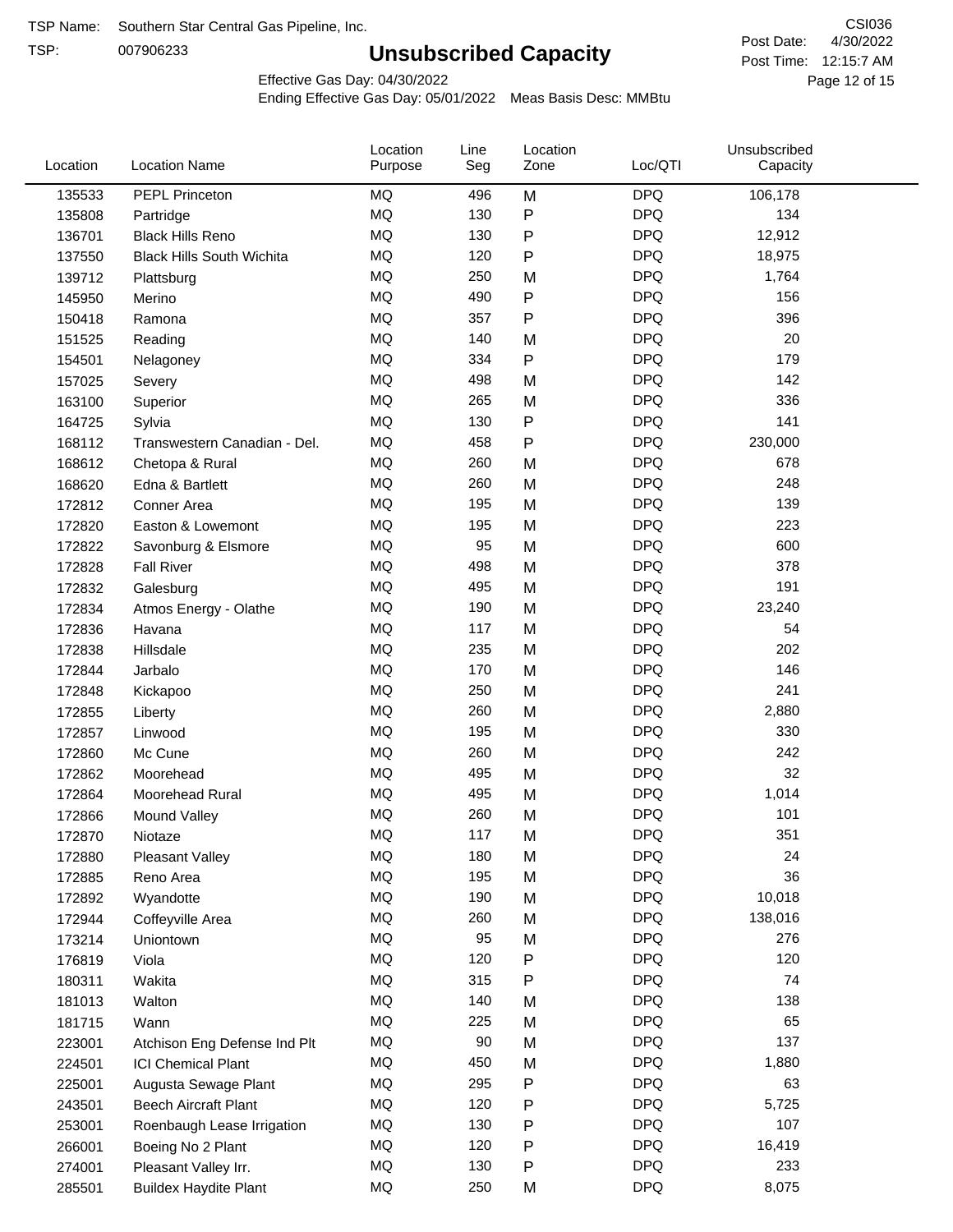TSP Name: Southern Star Central Gas Pipeline, Inc.

TSP: 007906233

# Unsubscribed Capacity

CSI036

Post Date: 4/30/2022

Post Time: 12:15:7 AM

Effective Gas Day: 04/30/2022

Ending Effective Gas Day: 05/01/2022 Meas Basis Desc: MMBtu

| Location | Location Name | Location Purpose | Line Seg | Location Zone | Loc/QTI | Unsubscribed Capacity |
|---|---|---|---|---|---|---|
| 135533 | PEPL Princeton | MQ | 496 | M | DPQ | 106,178 |
| 135808 | Partridge | MQ | 130 | P | DPQ | 134 |
| 136701 | Black Hills Reno | MQ | 130 | P | DPQ | 12,912 |
| 137550 | Black Hills South Wichita | MQ | 120 | P | DPQ | 18,975 |
| 139712 | Plattsburg | MQ | 250 | M | DPQ | 1,764 |
| 145950 | Merino | MQ | 490 | P | DPQ | 156 |
| 150418 | Ramona | MQ | 357 | P | DPQ | 396 |
| 151525 | Reading | MQ | 140 | M | DPQ | 20 |
| 154501 | Nelagoney | MQ | 334 | P | DPQ | 179 |
| 157025 | Severy | MQ | 498 | M | DPQ | 142 |
| 163100 | Superior | MQ | 265 | M | DPQ | 336 |
| 164725 | Sylvia | MQ | 130 | P | DPQ | 141 |
| 168112 | Transwestern Canadian - Del. | MQ | 458 | P | DPQ | 230,000 |
| 168612 | Chetopa & Rural | MQ | 260 | M | DPQ | 678 |
| 168620 | Edna & Bartlett | MQ | 260 | M | DPQ | 248 |
| 172812 | Conner Area | MQ | 195 | M | DPQ | 139 |
| 172820 | Easton & Lowemont | MQ | 195 | M | DPQ | 223 |
| 172822 | Savonburg & Elsmore | MQ | 95 | M | DPQ | 600 |
| 172828 | Fall River | MQ | 498 | M | DPQ | 378 |
| 172832 | Galesburg | MQ | 495 | M | DPQ | 191 |
| 172834 | Atmos Energy - Olathe | MQ | 190 | M | DPQ | 23,240 |
| 172836 | Havana | MQ | 117 | M | DPQ | 54 |
| 172838 | Hillsdale | MQ | 235 | M | DPQ | 202 |
| 172844 | Jarbalo | MQ | 170 | M | DPQ | 146 |
| 172848 | Kickapoo | MQ | 250 | M | DPQ | 241 |
| 172855 | Liberty | MQ | 260 | M | DPQ | 2,880 |
| 172857 | Linwood | MQ | 195 | M | DPQ | 330 |
| 172860 | Mc Cune | MQ | 260 | M | DPQ | 242 |
| 172862 | Moorehead | MQ | 495 | M | DPQ | 32 |
| 172864 | Moorehead Rural | MQ | 495 | M | DPQ | 1,014 |
| 172866 | Mound Valley | MQ | 260 | M | DPQ | 101 |
| 172870 | Niotaze | MQ | 117 | M | DPQ | 351 |
| 172880 | Pleasant Valley | MQ | 180 | M | DPQ | 24 |
| 172885 | Reno Area | MQ | 195 | M | DPQ | 36 |
| 172892 | Wyandotte | MQ | 190 | M | DPQ | 10,018 |
| 172944 | Coffeyville Area | MQ | 260 | M | DPQ | 138,016 |
| 173214 | Uniontown | MQ | 95 | M | DPQ | 276 |
| 176819 | Viola | MQ | 120 | P | DPQ | 120 |
| 180311 | Wakita | MQ | 315 | P | DPQ | 74 |
| 181013 | Walton | MQ | 140 | M | DPQ | 138 |
| 181715 | Wann | MQ | 225 | M | DPQ | 65 |
| 223001 | Atchison Eng Defense Ind Plt | MQ | 90 | M | DPQ | 137 |
| 224501 | ICI Chemical Plant | MQ | 450 | M | DPQ | 1,880 |
| 225001 | Augusta Sewage Plant | MQ | 295 | P | DPQ | 63 |
| 243501 | Beech Aircraft Plant | MQ | 120 | P | DPQ | 5,725 |
| 253001 | Roenbaugh Lease Irrigation | MQ | 130 | P | DPQ | 107 |
| 266001 | Boeing No 2 Plant | MQ | 120 | P | DPQ | 16,419 |
| 274001 | Pleasant Valley Irr. | MQ | 130 | P | DPQ | 233 |
| 285501 | Buildex Haydite Plant | MQ | 250 | M | DPQ | 8,075 |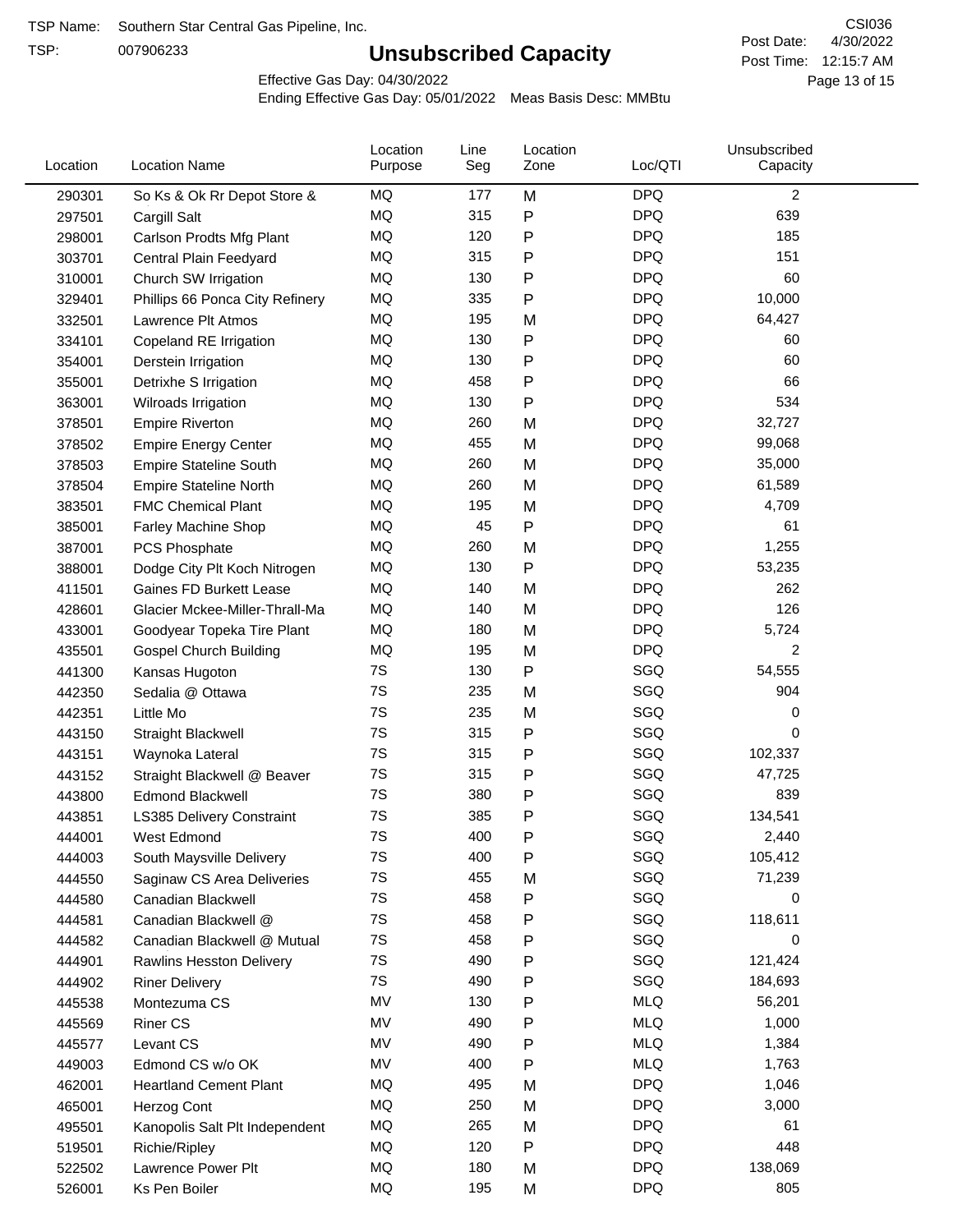TSP Name: Southern Star Central Gas Pipeline, Inc.

TSP: 007906233

# Unsubscribed Capacity

CSI036

Post Date: 4/30/2022

Post Time: 12:15:7 AM

Effective Gas Day: 04/30/2022

Ending Effective Gas Day: 05/01/2022 Meas Basis Desc: MMBtu

| Location | Location Name | Location Purpose | Line Seg | Location Zone | Loc/QTI | Unsubscribed Capacity |
|---|---|---|---|---|---|---|
| 290301 | So Ks & Ok Rr Depot Store & | MQ | 177 | M | DPQ | 2 |
| 297501 | Cargill Salt | MQ | 315 | P | DPQ | 639 |
| 298001 | Carlson Prodts Mfg Plant | MQ | 120 | P | DPQ | 185 |
| 303701 | Central Plain Feedyard | MQ | 315 | P | DPQ | 151 |
| 310001 | Church SW Irrigation | MQ | 130 | P | DPQ | 60 |
| 329401 | Phillips 66 Ponca City Refinery | MQ | 335 | P | DPQ | 10,000 |
| 332501 | Lawrence Plt Atmos | MQ | 195 | M | DPQ | 64,427 |
| 334101 | Copeland RE Irrigation | MQ | 130 | P | DPQ | 60 |
| 354001 | Derstein Irrigation | MQ | 130 | P | DPQ | 60 |
| 355001 | Detrixhe S Irrigation | MQ | 458 | P | DPQ | 66 |
| 363001 | Wilroads Irrigation | MQ | 130 | P | DPQ | 534 |
| 378501 | Empire Riverton | MQ | 260 | M | DPQ | 32,727 |
| 378502 | Empire Energy Center | MQ | 455 | M | DPQ | 99,068 |
| 378503 | Empire Stateline South | MQ | 260 | M | DPQ | 35,000 |
| 378504 | Empire Stateline North | MQ | 260 | M | DPQ | 61,589 |
| 383501 | FMC Chemical Plant | MQ | 195 | M | DPQ | 4,709 |
| 385001 | Farley Machine Shop | MQ | 45 | P | DPQ | 61 |
| 387001 | PCS Phosphate | MQ | 260 | M | DPQ | 1,255 |
| 388001 | Dodge City Plt Koch Nitrogen | MQ | 130 | P | DPQ | 53,235 |
| 411501 | Gaines FD Burkett Lease | MQ | 140 | M | DPQ | 262 |
| 428601 | Glacier Mckee-Miller-Thrall-Ma | MQ | 140 | M | DPQ | 126 |
| 433001 | Goodyear Topeka Tire Plant | MQ | 180 | M | DPQ | 5,724 |
| 435501 | Gospel Church Building | MQ | 195 | M | DPQ | 2 |
| 441300 | Kansas Hugoton | 7S | 130 | P | SGQ | 54,555 |
| 442350 | Sedalia @ Ottawa | 7S | 235 | M | SGQ | 904 |
| 442351 | Little Mo | 7S | 235 | M | SGQ | 0 |
| 443150 | Straight Blackwell | 7S | 315 | P | SGQ | 0 |
| 443151 | Waynoka Lateral | 7S | 315 | P | SGQ | 102,337 |
| 443152 | Straight Blackwell @ Beaver | 7S | 315 | P | SGQ | 47,725 |
| 443800 | Edmond Blackwell | 7S | 380 | P | SGQ | 839 |
| 443851 | LS385 Delivery Constraint | 7S | 385 | P | SGQ | 134,541 |
| 444001 | West Edmond | 7S | 400 | P | SGQ | 2,440 |
| 444003 | South Maysville Delivery | 7S | 400 | P | SGQ | 105,412 |
| 444550 | Saginaw CS Area Deliveries | 7S | 455 | M | SGQ | 71,239 |
| 444580 | Canadian Blackwell | 7S | 458 | P | SGQ | 0 |
| 444581 | Canadian Blackwell @ | 7S | 458 | P | SGQ | 118,611 |
| 444582 | Canadian Blackwell @ Mutual | 7S | 458 | P | SGQ | 0 |
| 444901 | Rawlins Hesston Delivery | 7S | 490 | P | SGQ | 121,424 |
| 444902 | Riner Delivery | 7S | 490 | P | SGQ | 184,693 |
| 445538 | Montezuma CS | MV | 130 | P | MLQ | 56,201 |
| 445569 | Riner CS | MV | 490 | P | MLQ | 1,000 |
| 445577 | Levant CS | MV | 490 | P | MLQ | 1,384 |
| 449003 | Edmond CS w/o OK | MV | 400 | P | MLQ | 1,763 |
| 462001 | Heartland Cement Plant | MQ | 495 | M | DPQ | 1,046 |
| 465001 | Herzog Cont | MQ | 250 | M | DPQ | 3,000 |
| 495501 | Kanopolis Salt Plt Independent | MQ | 265 | M | DPQ | 61 |
| 519501 | Richie/Ripley | MQ | 120 | P | DPQ | 448 |
| 522502 | Lawrence Power Plt | MQ | 180 | M | DPQ | 138,069 |
| 526001 | Ks Pen Boiler | MQ | 195 | M | DPQ | 805 |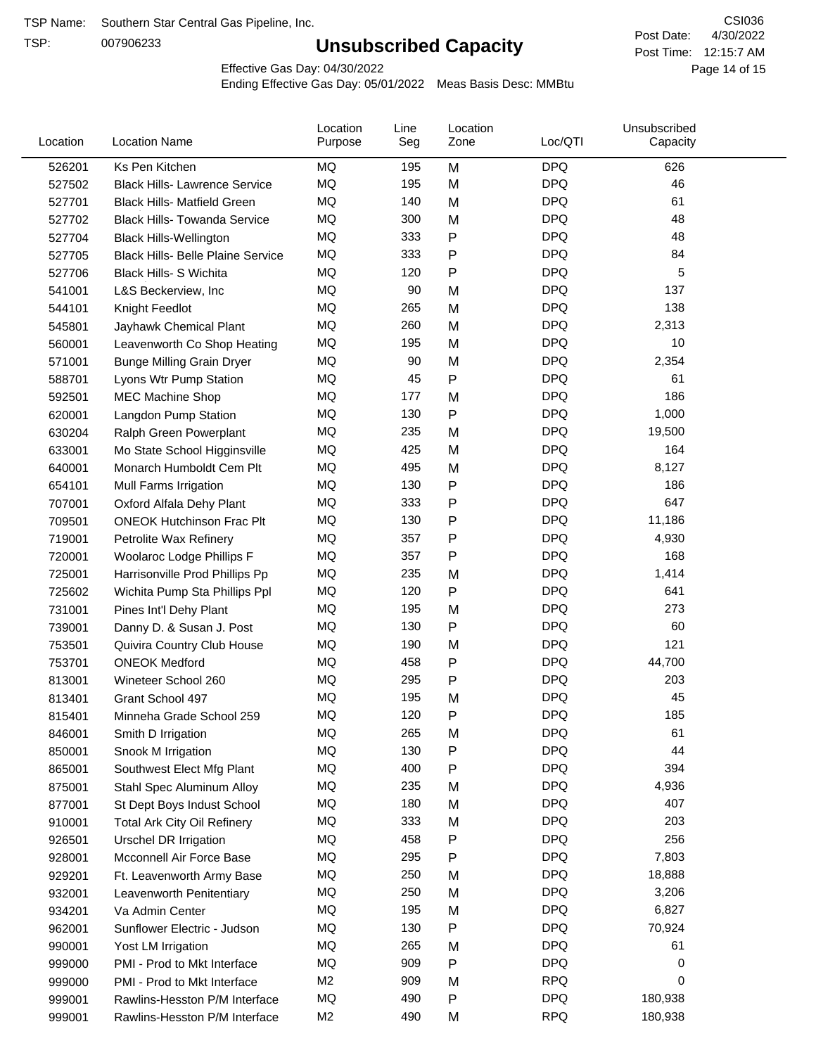TSP Name: Southern Star Central Gas Pipeline, Inc.

TSP: 007906233

# Unsubscribed Capacity

CSI036

Post Date: 4/30/2022

Post Time: 12:15:7 AM

Effective Gas Day: 04/30/2022

Ending Effective Gas Day: 05/01/2022 Meas Basis Desc: MMBtu

| Location | Location Name | Location Purpose | Line Seg | Location Zone | Loc/QTI | Unsubscribed Capacity |
|---|---|---|---|---|---|---|
| 526201 | Ks Pen Kitchen | MQ | 195 | M | DPQ | 626 |
| 527502 | Black Hills- Lawrence Service | MQ | 195 | M | DPQ | 46 |
| 527701 | Black Hills- Matfield Green | MQ | 140 | M | DPQ | 61 |
| 527702 | Black Hills- Towanda Service | MQ | 300 | M | DPQ | 48 |
| 527704 | Black Hills-Wellington | MQ | 333 | P | DPQ | 48 |
| 527705 | Black Hills- Belle Plaine Service | MQ | 333 | P | DPQ | 84 |
| 527706 | Black Hills- S Wichita | MQ | 120 | P | DPQ | 5 |
| 541001 | L&S Beckerview, Inc | MQ | 90 | M | DPQ | 137 |
| 544101 | Knight Feedlot | MQ | 265 | M | DPQ | 138 |
| 545801 | Jayhawk Chemical Plant | MQ | 260 | M | DPQ | 2,313 |
| 560001 | Leavenworth Co Shop Heating | MQ | 195 | M | DPQ | 10 |
| 571001 | Bunge Milling Grain Dryer | MQ | 90 | M | DPQ | 2,354 |
| 588701 | Lyons Wtr Pump Station | MQ | 45 | P | DPQ | 61 |
| 592501 | MEC Machine Shop | MQ | 177 | M | DPQ | 186 |
| 620001 | Langdon Pump Station | MQ | 130 | P | DPQ | 1,000 |
| 630204 | Ralph Green Powerplant | MQ | 235 | M | DPQ | 19,500 |
| 633001 | Mo State School Higginsville | MQ | 425 | M | DPQ | 164 |
| 640001 | Monarch Humboldt Cem Plt | MQ | 495 | M | DPQ | 8,127 |
| 654101 | Mull Farms Irrigation | MQ | 130 | P | DPQ | 186 |
| 707001 | Oxford Alfala Dehy Plant | MQ | 333 | P | DPQ | 647 |
| 709501 | ONEOK Hutchinson Frac Plt | MQ | 130 | P | DPQ | 11,186 |
| 719001 | Petrolite Wax Refinery | MQ | 357 | P | DPQ | 4,930 |
| 720001 | Woolaroc Lodge Phillips F | MQ | 357 | P | DPQ | 168 |
| 725001 | Harrisonville Prod Phillips Pp | MQ | 235 | M | DPQ | 1,414 |
| 725602 | Wichita Pump Sta Phillips Ppl | MQ | 120 | P | DPQ | 641 |
| 731001 | Pines Int'l Dehy Plant | MQ | 195 | M | DPQ | 273 |
| 739001 | Danny D. & Susan J. Post | MQ | 130 | P | DPQ | 60 |
| 753501 | Quivira Country Club House | MQ | 190 | M | DPQ | 121 |
| 753701 | ONEOK Medford | MQ | 458 | P | DPQ | 44,700 |
| 813001 | Wineteer School 260 | MQ | 295 | P | DPQ | 203 |
| 813401 | Grant School 497 | MQ | 195 | M | DPQ | 45 |
| 815401 | Minneha Grade School 259 | MQ | 120 | P | DPQ | 185 |
| 846001 | Smith D Irrigation | MQ | 265 | M | DPQ | 61 |
| 850001 | Snook M Irrigation | MQ | 130 | P | DPQ | 44 |
| 865001 | Southwest Elect Mfg Plant | MQ | 400 | P | DPQ | 394 |
| 875001 | Stahl Spec Aluminum Alloy | MQ | 235 | M | DPQ | 4,936 |
| 877001 | St Dept Boys Indust School | MQ | 180 | M | DPQ | 407 |
| 910001 | Total Ark City Oil Refinery | MQ | 333 | M | DPQ | 203 |
| 926501 | Urschel DR Irrigation | MQ | 458 | P | DPQ | 256 |
| 928001 | Mcconnell Air Force Base | MQ | 295 | P | DPQ | 7,803 |
| 929201 | Ft. Leavenworth Army Base | MQ | 250 | M | DPQ | 18,888 |
| 932001 | Leavenworth Penitentiary | MQ | 250 | M | DPQ | 3,206 |
| 934201 | Va Admin Center | MQ | 195 | M | DPQ | 6,827 |
| 962001 | Sunflower Electric - Judson | MQ | 130 | P | DPQ | 70,924 |
| 990001 | Yost LM Irrigation | MQ | 265 | M | DPQ | 61 |
| 999000 | PMI - Prod to Mkt Interface | MQ | 909 | P | DPQ | 0 |
| 999000 | PMI - Prod to Mkt Interface | M2 | 909 | M | RPQ | 0 |
| 999001 | Rawlins-Hesston P/M Interface | MQ | 490 | P | DPQ | 180,938 |
| 999001 | Rawlins-Hesston P/M Interface | M2 | 490 | M | RPQ | 180,938 |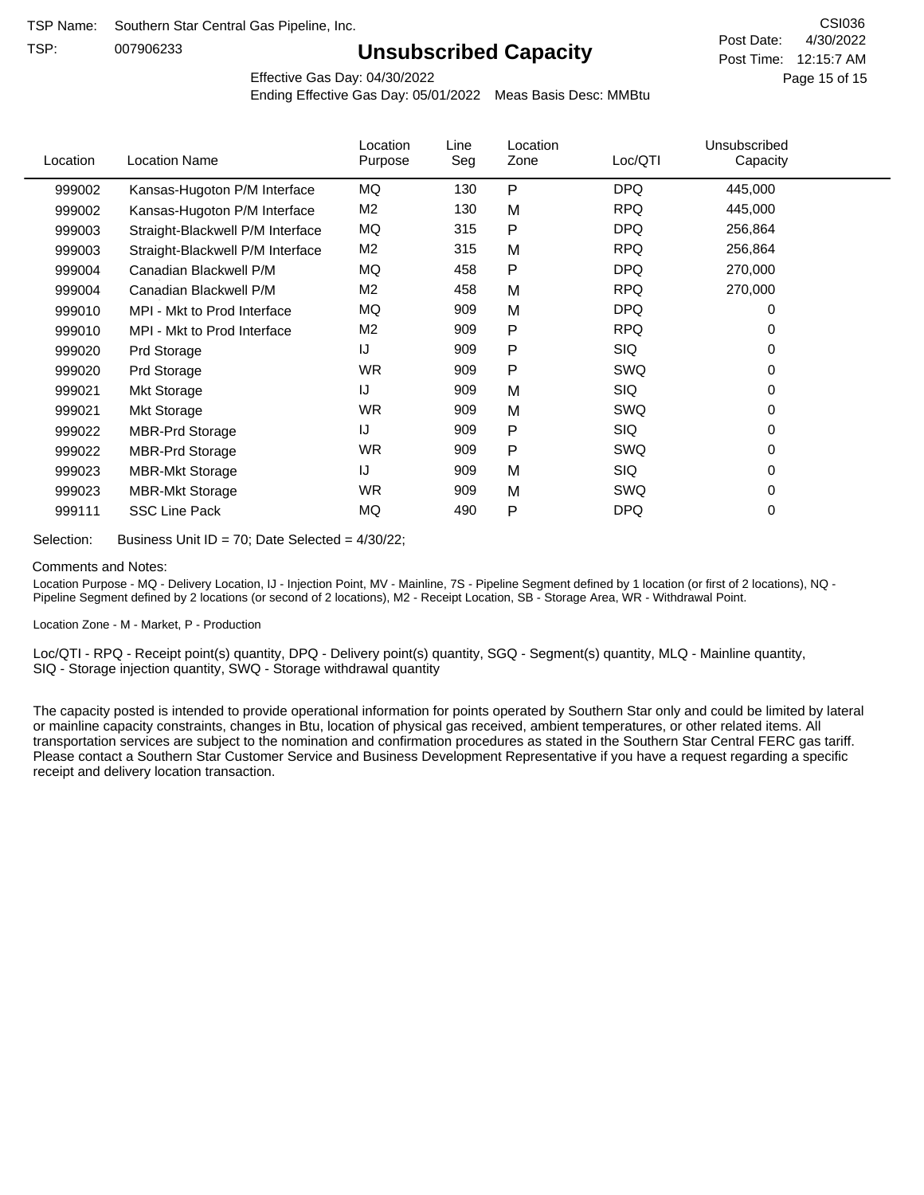TSP Name: Southern Star Central Gas Pipeline, Inc.

TSP: 007906233

# Unsubscribed Capacity

CSI036

Post Date: 4/30/2022

Post Time: 12:15:7 AM

Effective Gas Day: 04/30/2022

Ending Effective Gas Day: 05/01/2022 Meas Basis Desc: MMBtu

| Location | Location Name | Location Purpose | Line Seg | Location Zone | Loc/QTI | Unsubscribed Capacity |
|---|---|---|---|---|---|---|
| 999002 | Kansas-Hugoton P/M Interface | MQ | 130 | P | DPQ | 445,000 |
| 999002 | Kansas-Hugoton P/M Interface | M2 | 130 | M | RPQ | 445,000 |
| 999003 | Straight-Blackwell P/M Interface | MQ | 315 | P | DPQ | 256,864 |
| 999003 | Straight-Blackwell P/M Interface | M2 | 315 | M | RPQ | 256,864 |
| 999004 | Canadian Blackwell P/M | MQ | 458 | P | DPQ | 270,000 |
| 999004 | Canadian Blackwell P/M | M2 | 458 | M | RPQ | 270,000 |
| 999010 | MPI - Mkt to Prod Interface | MQ | 909 | M | DPQ | 0 |
| 999010 | MPI - Mkt to Prod Interface | M2 | 909 | P | RPQ | 0 |
| 999020 | Prd Storage | IJ | 909 | P | SIQ | 0 |
| 999020 | Prd Storage | WR | 909 | P | SWQ | 0 |
| 999021 | Mkt Storage | IJ | 909 | M | SIQ | 0 |
| 999021 | Mkt Storage | WR | 909 | M | SWQ | 0 |
| 999022 | MBR-Prd Storage | IJ | 909 | P | SIQ | 0 |
| 999022 | MBR-Prd Storage | WR | 909 | P | SWQ | 0 |
| 999023 | MBR-Mkt Storage | IJ | 909 | M | SIQ | 0 |
| 999023 | MBR-Mkt Storage | WR | 909 | M | SWQ | 0 |
| 999111 | SSC Line Pack | MQ | 490 | P | DPQ | 0 |

Selection: Business Unit ID = 70; Date Selected = 4/30/22;

Comments and Notes:

Location Purpose - MQ - Delivery Location, IJ - Injection Point, MV - Mainline, 7S - Pipeline Segment defined by 1 location (or first of 2 locations), NQ - Pipeline Segment defined by 2 locations (or second of 2 locations), M2 - Receipt Location, SB - Storage Area, WR - Withdrawal Point.

Location Zone - M - Market, P - Production

Loc/QTI - RPQ - Receipt point(s) quantity, DPQ - Delivery point(s) quantity, SGQ - Segment(s) quantity, MLQ - Mainline quantity, SIQ - Storage injection quantity, SWQ - Storage withdrawal quantity

The capacity posted is intended to provide operational information for points operated by Southern Star only and could be limited by lateral or mainline capacity constraints, changes in Btu, location of physical gas received, ambient temperatures, or other related items. All transportation services are subject to the nomination and confirmation procedures as stated in the Southern Star Central FERC gas tariff. Please contact a Southern Star Customer Service and Business Development Representative if you have a request regarding a specific receipt and delivery location transaction.